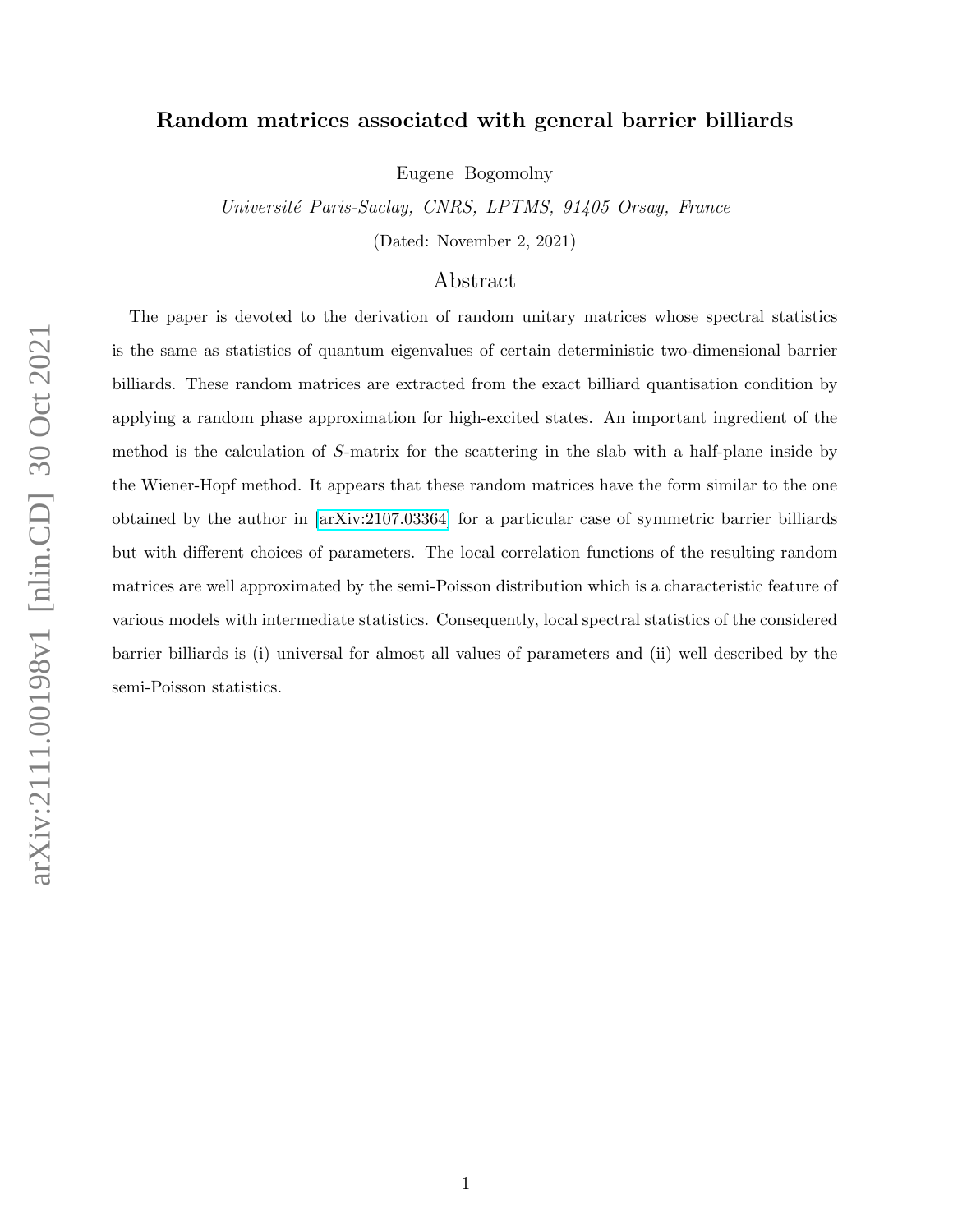# Random matrices associated with general barrier billiards

Eugene Bogomolny

*Université Paris-Saclay, CNRS, LPTMS, 91405 Orsay, France*

(Dated: November 2, 2021)

## Abstract

The paper is devoted to the derivation of random unitary matrices whose spectral statistics is the same as statistics of quantum eigenvalues of certain deterministic two-dimensional barrier billiards. These random matrices are extracted from the exact billiard quantisation condition by applying a random phase approximation for high-excited states. An important ingredient of the method is the calculation of $S$-matrix for the scattering in the slab with a half-plane inside by the Wiener-Hopf method. It appears that these random matrices have the form similar to the one obtained by the author in [arXiv:2107.03364] for a particular case of symmetric barrier billiards but with different choices of parameters. The local correlation functions of the resulting random matrices are well approximated by the semi-Poisson distribution which is a characteristic feature of various models with intermediate statistics. Consequently, local spectral statistics of the considered barrier billiards is (i) universal for almost all values of parameters and (ii) well described by the semi-Poisson statistics.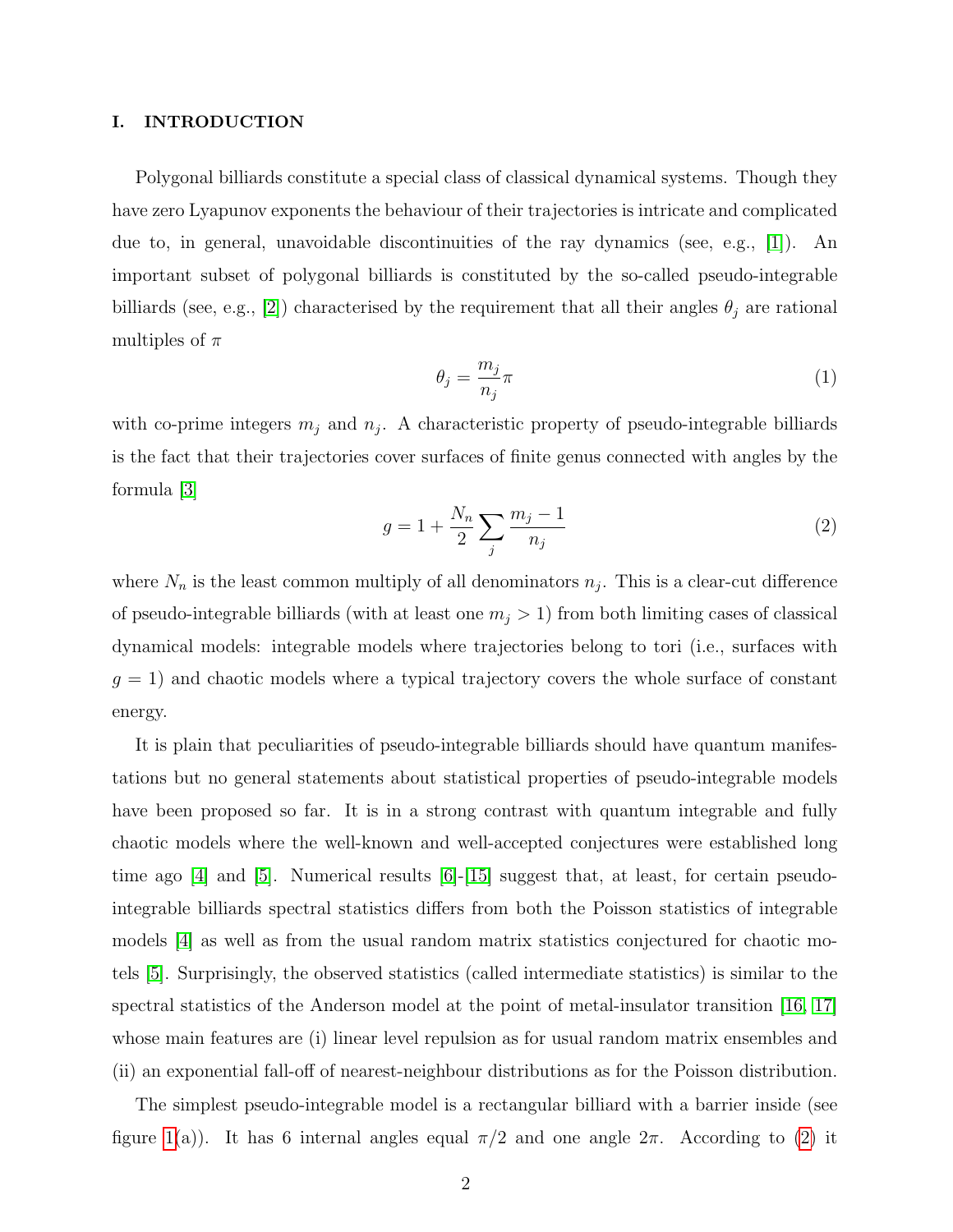## I. INTRODUCTION

Polygonal billiards constitute a special class of classical dynamical systems. Though they have zero Lyapunov exponents the behaviour of their trajectories is intricate and complicated due to, in general, unavoidable discontinuities of the ray dynamics (see, e.g., [1]). An important subset of polygonal billiards is constituted by the so-called pseudo-integrable billiards (see, e.g., [2]) characterised by the requirement that all their angles $\theta_j$ are rational multiples of $\pi$

$$\theta_j = \frac{m_j}{n_j}\pi \tag{1}$$

with co-prime integers $m_j$ and $n_j$. A characteristic property of pseudo-integrable billiards is the fact that their trajectories cover surfaces of finite genus connected with angles by the formula [3]

$$g = 1 + \frac{N_n}{2}\sum_j \frac{m_j - 1}{n_j} \tag{2}$$

where $N_n$ is the least common multiply of all denominators $n_j$. This is a clear-cut difference of pseudo-integrable billiards (with at least one $m_j > 1$) from both limiting cases of classical dynamical models: integrable models where trajectories belong to tori (i.e., surfaces with $g = 1$) and chaotic models where a typical trajectory covers the whole surface of constant energy.

It is plain that peculiarities of pseudo-integrable billiards should have quantum manifestations but no general statements about statistical properties of pseudo-integrable models have been proposed so far. It is in a strong contrast with quantum integrable and fully chaotic models where the well-known and well-accepted conjectures were established long time ago [4] and [5]. Numerical results [6]-[15] suggest that, at least, for certain pseudo-integrable billiards spectral statistics differs from both the Poisson statistics of integrable models [4] as well as from the usual random matrix statistics conjectured for chaotic motels [5]. Surprisingly, the observed statistics (called intermediate statistics) is similar to the spectral statistics of the Anderson model at the point of metal-insulator transition [16, 17] whose main features are (i) linear level repulsion as for usual random matrix ensembles and (ii) an exponential fall-off of nearest-neighbour distributions as for the Poisson distribution.

The simplest pseudo-integrable model is a rectangular billiard with a barrier inside (see figure 1(a)). It has 6 internal angles equal $\pi/2$ and one angle $2\pi$. According to (2) it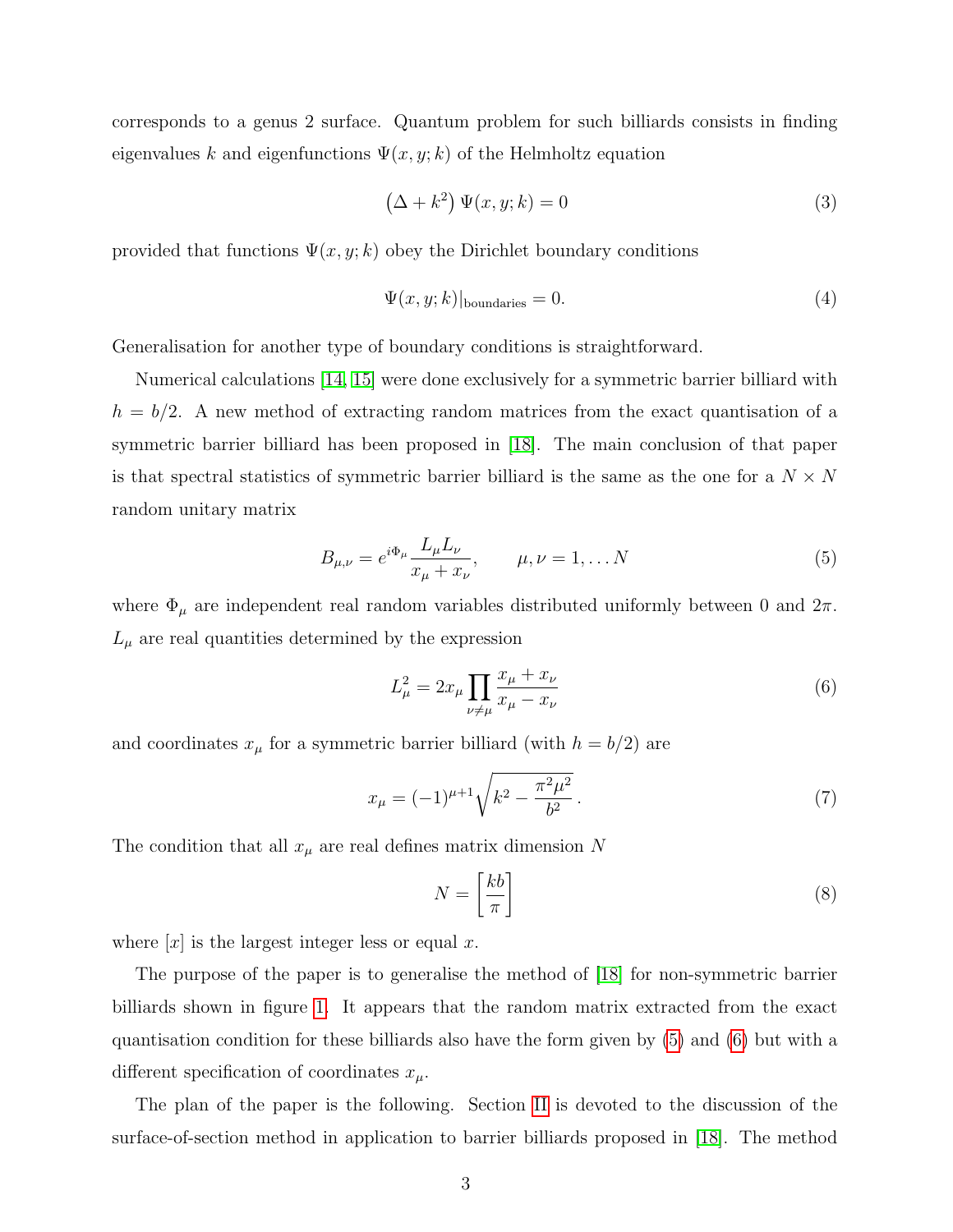corresponds to a genus 2 surface. Quantum problem for such billiards consists in finding eigenvalues $k$ and eigenfunctions $\Psi(x, y; k)$ of the Helmholtz equation

$$\left(\Delta + k^2\right) \Psi(x, y; k) = 0 \tag{3}$$

provided that functions $\Psi(x, y; k)$ obey the Dirichlet boundary conditions

$$\Psi(x, y; k)|_{\text{boundaries}} = 0. \tag{4}$$

Generalisation for another type of boundary conditions is straightforward.

Numerical calculations [14, 15] were done exclusively for a symmetric barrier billiard with $h = b/2$. A new method of extracting random matrices from the exact quantisation of a symmetric barrier billiard has been proposed in [18]. The main conclusion of that paper is that spectral statistics of symmetric barrier billiard is the same as the one for a $N \times N$ random unitary matrix

$$B_{\mu,\nu} = e^{i\Phi_\mu} \frac{L_\mu L_\nu}{x_\mu + x_\nu}, \qquad \mu, \nu = 1, \ldots N \tag{5}$$

where $\Phi_\mu$ are independent real random variables distributed uniformly between 0 and $2\pi$. $L_\mu$ are real quantities determined by the expression

$$L_\mu^2 = 2x_\mu \prod_{\nu \neq \mu} \frac{x_\mu + x_\nu}{x_\mu - x_\nu} \tag{6}$$

and coordinates $x_\mu$ for a symmetric barrier billiard (with $h = b/2$) are

$$x_\mu = (-1)^{\mu+1} \sqrt{k^2 - \frac{\pi^2 \mu^2}{b^2}}\,. \tag{7}$$

The condition that all $x_\mu$ are real defines matrix dimension $N$

$$N = \left[\frac{kb}{\pi}\right] \tag{8}$$

where $[x]$ is the largest integer less or equal $x$.

The purpose of the paper is to generalise the method of [18] for non-symmetric barrier billiards shown in figure 1. It appears that the random matrix extracted from the exact quantisation condition for these billiards also have the form given by (5) and (6) but with a different specification of coordinates $x_\mu$.

The plan of the paper is the following. Section II is devoted to the discussion of the surface-of-section method in application to barrier billiards proposed in [18]. The method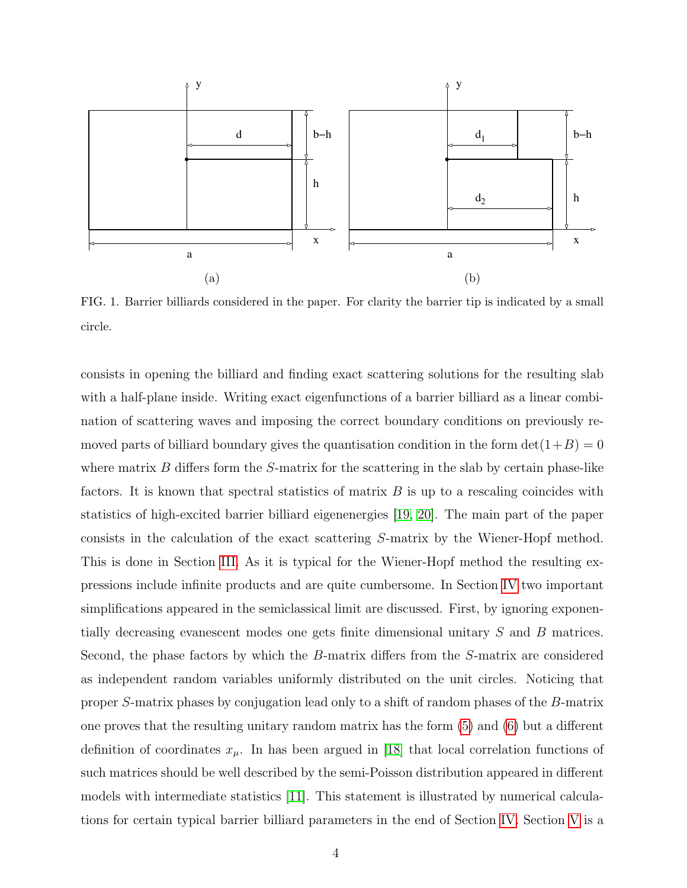FIG. 1. Barrier billiards considered in the paper. For clarity the barrier tip is indicated by a small circle.

consists in opening the billiard and finding exact scattering solutions for the resulting slab with a half-plane inside. Writing exact eigenfunctions of a barrier billiard as a linear combination of scattering waves and imposing the correct boundary conditions on previously removed parts of billiard boundary gives the quantisation condition in the form $\det(1+B)=0$ where matrix $B$ differs form the $S$-matrix for the scattering in the slab by certain phase-like factors. It is known that spectral statistics of matrix $B$ is up to a rescaling coincides with statistics of high-excited barrier billiard eigenenergies [19, 20]. The main part of the paper consists in the calculation of the exact scattering $S$-matrix by the Wiener-Hopf method. This is done in Section III. As it is typical for the Wiener-Hopf method the resulting expressions include infinite products and are quite cumbersome. In Section IV two important simplifications appeared in the semiclassical limit are discussed. First, by ignoring exponentially decreasing evanescent modes one gets finite dimensional unitary $S$ and $B$ matrices. Second, the phase factors by which the $B$-matrix differs from the $S$-matrix are considered as independent random variables uniformly distributed on the unit circles. Noticing that proper $S$-matrix phases by conjugation lead only to a shift of random phases of the $B$-matrix one proves that the resulting unitary random matrix has the form (5) and (6) but a different definition of coordinates $x_\mu$. In has been argued in [18] that local correlation functions of such matrices should be well described by the semi-Poisson distribution appeared in different models with intermediate statistics [11]. This statement is illustrated by numerical calculations for certain typical barrier billiard parameters in the end of Section IV. Section V is a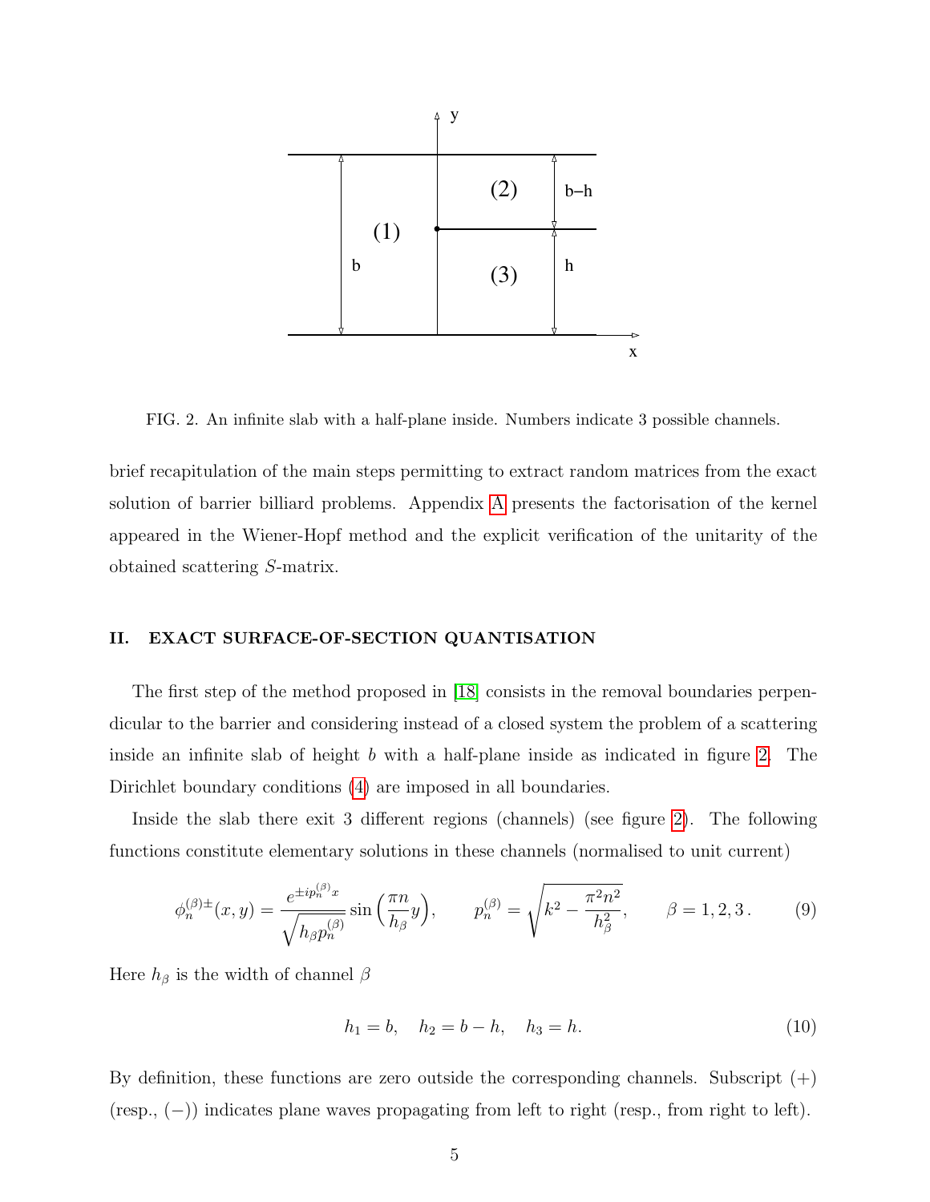FIG. 2. An infinite slab with a half-plane inside. Numbers indicate 3 possible channels.

brief recapitulation of the main steps permitting to extract random matrices from the exact solution of barrier billiard problems. Appendix A presents the factorisation of the kernel appeared in the Wiener-Hopf method and the explicit verification of the unitarity of the obtained scattering $S$-matrix.

## II. EXACT SURFACE-OF-SECTION QUANTISATION

The first step of the method proposed in [18] consists in the removal boundaries perpendicular to the barrier and considering instead of a closed system the problem of a scattering inside an infinite slab of height $b$ with a half-plane inside as indicated in figure 2. The Dirichlet boundary conditions (4) are imposed in all boundaries.

Inside the slab there exit 3 different regions (channels) (see figure 2). The following functions constitute elementary solutions in these channels (normalised to unit current)

$$\phi_n^{(\beta)\pm}(x,y) = \frac{e^{\pm i p_n^{(\beta)} x}}{\sqrt{h_\beta p_n^{(\beta)}}} \sin\Big(\frac{\pi n}{h_\beta} y\Big), \qquad p_n^{(\beta)} = \sqrt{k^2 - \frac{\pi^2 n^2}{h_\beta^2}}, \qquad \beta = 1, 2, 3\,. \tag{9}$$

Here $h_\beta$ is the width of channel $\beta$

$$h_1 = b, \quad h_2 = b - h, \quad h_3 = h. \tag{10}$$

By definition, these functions are zero outside the corresponding channels. Subscript $(+)$ (resp., $(-)$) indicates plane waves propagating from left to right (resp., from right to left).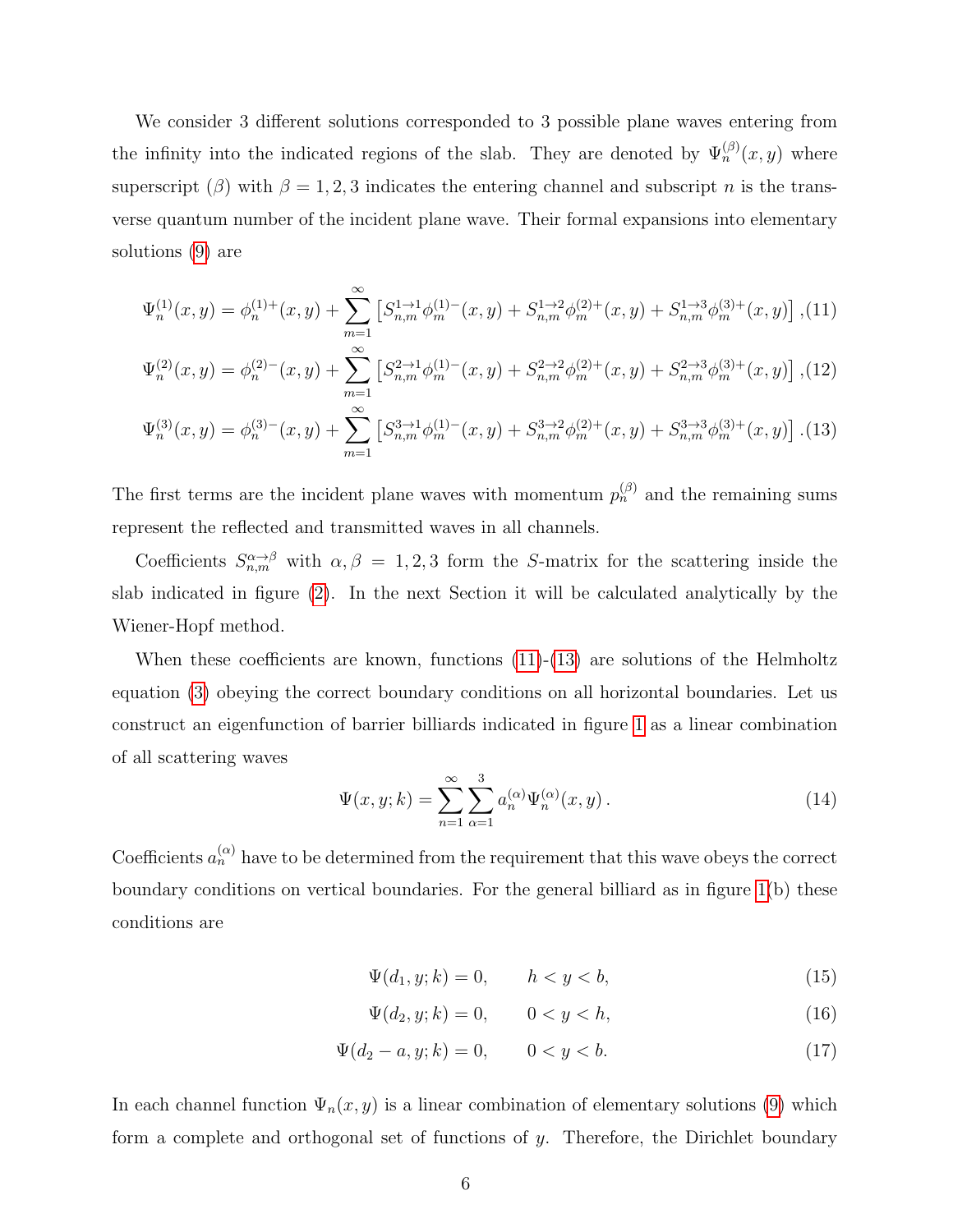We consider 3 different solutions corresponded to 3 possible plane waves entering from the infinity into the indicated regions of the slab. They are denoted by $\Psi_n^{(\beta)}(x,y)$ where superscript $(\beta)$ with $\beta = 1,2,3$ indicates the entering channel and subscript $n$ is the transverse quantum number of the incident plane wave. Their formal expansions into elementary solutions (9) are

$$\Psi_n^{(1)}(x,y) = \phi_n^{(1)+}(x,y) + \sum_{m=1}^{\infty}\left[S_{n,m}^{1\to 1}\phi_m^{(1)-}(x,y) + S_{n,m}^{1\to 2}\phi_m^{(2)+}(x,y) + S_{n,m}^{1\to 3}\phi_m^{(3)+}(x,y)\right], \tag{11}$$

$$\Psi_n^{(2)}(x,y) = \phi_n^{(2)-}(x,y) + \sum_{m=1}^{\infty}\left[S_{n,m}^{2\to 1}\phi_m^{(1)-}(x,y) + S_{n,m}^{2\to 2}\phi_m^{(2)+}(x,y) + S_{n,m}^{2\to 3}\phi_m^{(3)+}(x,y)\right], \tag{12}$$

$$\Psi_n^{(3)}(x,y) = \phi_n^{(3)-}(x,y) + \sum_{m=1}^{\infty}\left[S_{n,m}^{3\to 1}\phi_m^{(1)-}(x,y) + S_{n,m}^{3\to 2}\phi_m^{(2)+}(x,y) + S_{n,m}^{3\to 3}\phi_m^{(3)+}(x,y)\right]. \tag{13}$$

The first terms are the incident plane waves with momentum $p_n^{(\beta)}$ and the remaining sums represent the reflected and transmitted waves in all channels.

Coefficients $S_{n,m}^{\alpha\to\beta}$ with $\alpha,\beta = 1,2,3$ form the $S$-matrix for the scattering inside the slab indicated in figure (2). In the next Section it will be calculated analytically by the Wiener-Hopf method.

When these coefficients are known, functions (11)-(13) are solutions of the Helmholtz equation (3) obeying the correct boundary conditions on all horizontal boundaries. Let us construct an eigenfunction of barrier billiards indicated in figure 1 as a linear combination of all scattering waves

$$\Psi(x,y;k) = \sum_{n=1}^{\infty}\sum_{\alpha=1}^{3} a_n^{(\alpha)}\Psi_n^{(\alpha)}(x,y). \tag{14}$$

Coefficients $a_n^{(\alpha)}$ have to be determined from the requirement that this wave obeys the correct boundary conditions on vertical boundaries. For the general billiard as in figure 1(b) these conditions are

$$\Psi(d_1,y;k) = 0, \qquad h < y < b, \tag{15}$$

$$\Psi(d_2,y;k) = 0, \qquad 0 < y < h, \tag{16}$$

$$\Psi(d_2 - a,y;k) = 0, \qquad 0 < y < b. \tag{17}$$

In each channel function $\Psi_n(x,y)$ is a linear combination of elementary solutions (9) which form a complete and orthogonal set of functions of $y$. Therefore, the Dirichlet boundary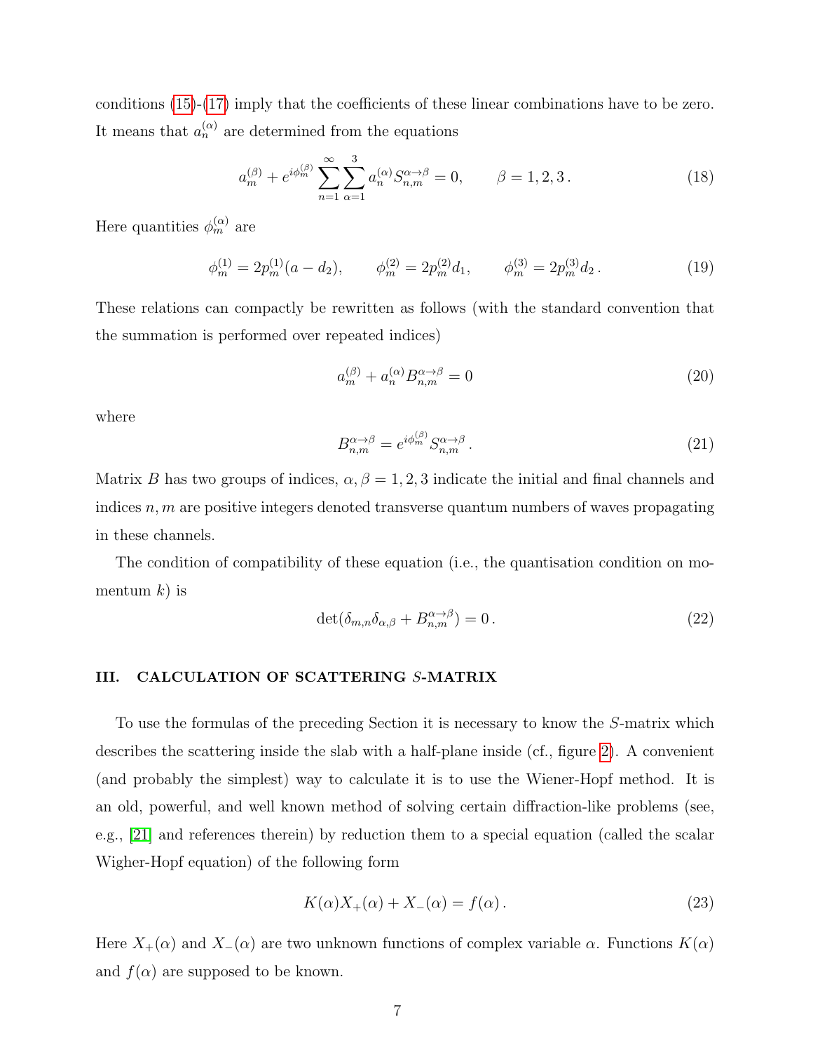conditions (15)-(17) imply that the coefficients of these linear combinations have to be zero. It means that $a_n^{(\alpha)}$ are determined from the equations

$$a_m^{(\beta)} + e^{i\phi_m^{(\beta)}} \sum_{n=1}^{\infty} \sum_{\alpha=1}^{3} a_n^{(\alpha)} S_{n,m}^{\alpha \to \beta} = 0, \qquad \beta = 1, 2, 3 . \tag{18}$$

Here quantities $\phi_m^{(\alpha)}$ are

$$\phi_m^{(1)} = 2p_m^{(1)}(a - d_2), \qquad \phi_m^{(2)} = 2p_m^{(2)} d_1, \qquad \phi_m^{(3)} = 2p_m^{(3)} d_2 . \tag{19}$$

These relations can compactly be rewritten as follows (with the standard convention that the summation is performed over repeated indices)

$$a_m^{(\beta)} + a_n^{(\alpha)} B_{n,m}^{\alpha \to \beta} = 0 \tag{20}$$

where

$$B_{n,m}^{\alpha \to \beta} = e^{i\phi_m^{(\beta)}} S_{n,m}^{\alpha \to \beta} . \tag{21}$$

Matrix $B$ has two groups of indices, $\alpha, \beta = 1, 2, 3$ indicate the initial and final channels and indices $n, m$ are positive integers denoted transverse quantum numbers of waves propagating in these channels.

The condition of compatibility of these equation (i.e., the quantisation condition on momentum $k$) is

$$\det(\delta_{m,n}\delta_{\alpha,\beta} + B_{n,m}^{\alpha \to \beta}) = 0 . \tag{22}$$

## III. CALCULATION OF SCATTERING $S$-MATRIX

To use the formulas of the preceding Section it is necessary to know the $S$-matrix which describes the scattering inside the slab with a half-plane inside (cf., figure 2). A convenient (and probably the simplest) way to calculate it is to use the Wiener-Hopf method. It is an old, powerful, and well known method of solving certain diffraction-like problems (see, e.g., [21] and references therein) by reduction them to a special equation (called the scalar Wigher-Hopf equation) of the following form

$$K(\alpha)X_+(\alpha) + X_-(\alpha) = f(\alpha) . \tag{23}$$

Here $X_+(\alpha)$ and $X_-(\alpha)$ are two unknown functions of complex variable $\alpha$. Functions $K(\alpha)$ and $f(\alpha)$ are supposed to be known.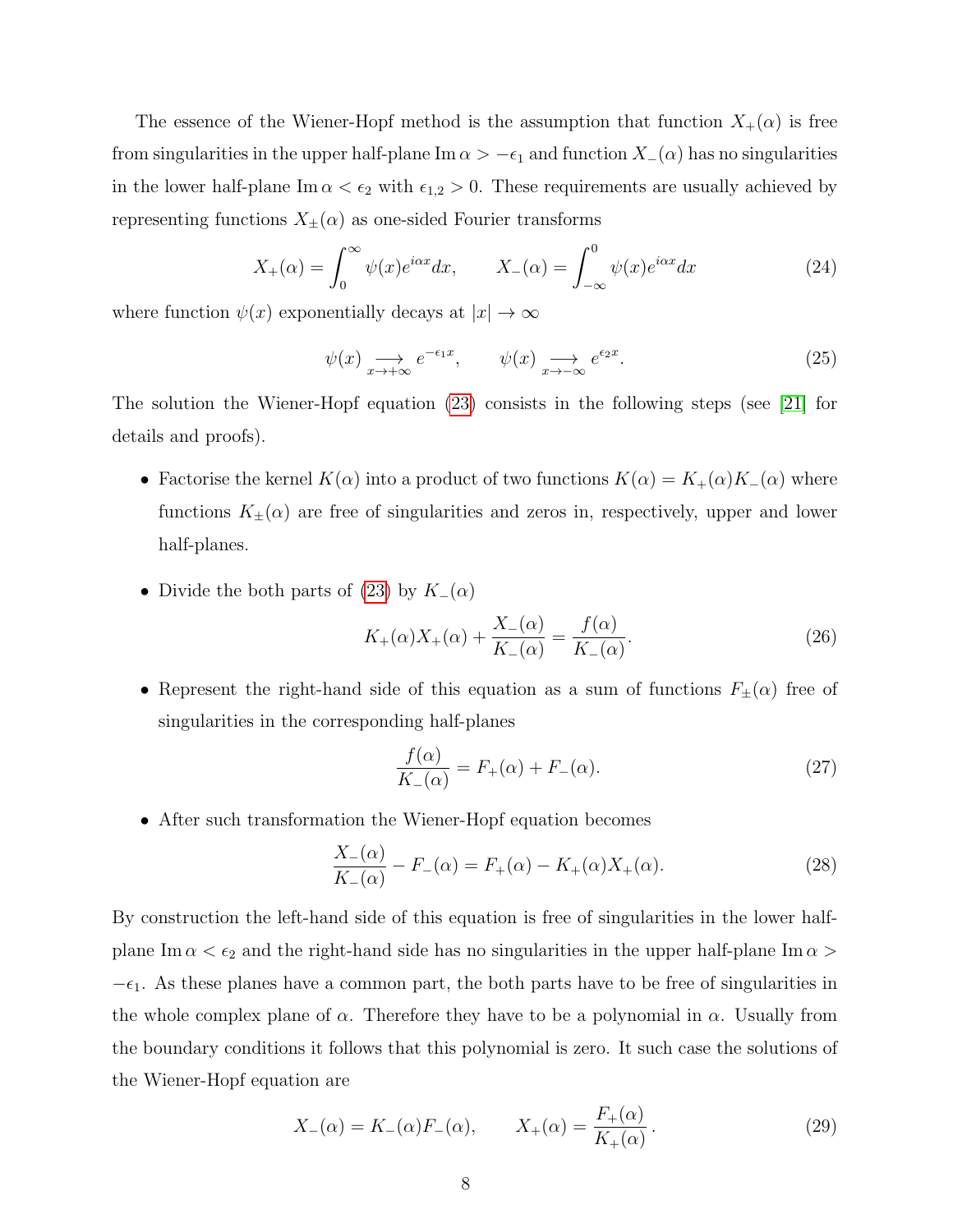The essence of the Wiener-Hopf method is the assumption that function $X_+(\alpha)$ is free from singularities in the upper half-plane $\operatorname{Im}\alpha > -\epsilon_1$ and function $X_-(\alpha)$ has no singularities in the lower half-plane $\operatorname{Im}\alpha < \epsilon_2$ with $\epsilon_{1,2} > 0$. These requirements are usually achieved by representing functions $X_\pm(\alpha)$ as one-sided Fourier transforms

$$X_+(\alpha) = \int_0^\infty \psi(x) e^{i\alpha x} dx, \qquad X_-(\alpha) = \int_{-\infty}^0 \psi(x) e^{i\alpha x} dx \tag{24}$$

where function $\psi(x)$ exponentially decays at $|x| \to \infty$

$$\psi(x) \underset{x\to+\infty}{\longrightarrow} e^{-\epsilon_1 x}, \qquad \psi(x) \underset{x\to-\infty}{\longrightarrow} e^{\epsilon_2 x}. \tag{25}$$

The solution the Wiener-Hopf equation (23) consists in the following steps (see [21] for details and proofs).

- Factorise the kernel $K(\alpha)$ into a product of two functions $K(\alpha) = K_+(\alpha)K_-(\alpha)$ where functions $K_\pm(\alpha)$ are free of singularities and zeros in, respectively, upper and lower half-planes.
- Divide the both parts of (23) by $K_-(\alpha)$
$$K_+(\alpha)X_+(\alpha) + \frac{X_-(\alpha)}{K_-(\alpha)} = \frac{f(\alpha)}{K_-(\alpha)}. \tag{26}$$
- Represent the right-hand side of this equation as a sum of functions $F_\pm(\alpha)$ free of singularities in the corresponding half-planes
$$\frac{f(\alpha)}{K_-(\alpha)} = F_+(\alpha) + F_-(\alpha). \tag{27}$$
- After such transformation the Wiener-Hopf equation becomes
$$\frac{X_-(\alpha)}{K_-(\alpha)} - F_-(\alpha) = F_+(\alpha) - K_+(\alpha)X_+(\alpha). \tag{28}$$

By construction the left-hand side of this equation is free of singularities in the lower half-plane $\operatorname{Im}\alpha < \epsilon_2$ and the right-hand side has no singularities in the upper half-plane $\operatorname{Im}\alpha > -\epsilon_1$. As these planes have a common part, the both parts have to be free of singularities in the whole complex plane of $\alpha$. Therefore they have to be a polynomial in $\alpha$. Usually from the boundary conditions it follows that this polynomial is zero. It such case the solutions of the Wiener-Hopf equation are

$$X_-(\alpha) = K_-(\alpha)F_-(\alpha), \qquad X_+(\alpha) = \frac{F_+(\alpha)}{K_+(\alpha)}. \tag{29}$$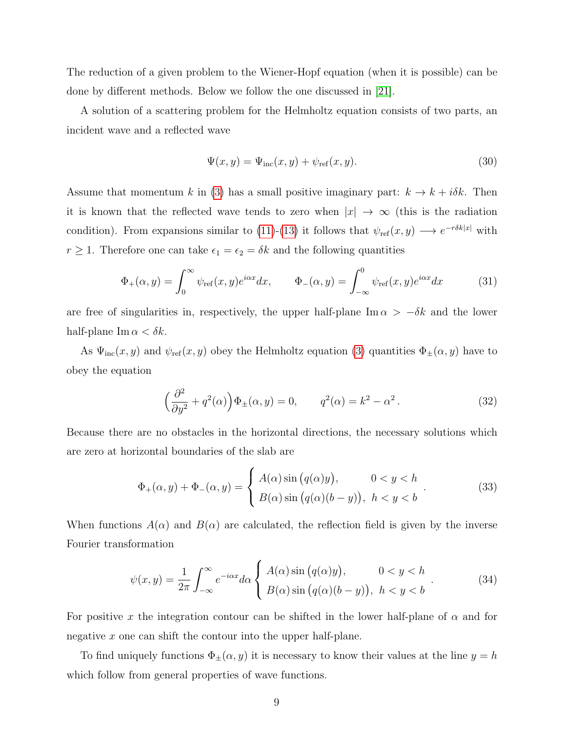The reduction of a given problem to the Wiener-Hopf equation (when it is possible) can be done by different methods. Below we follow the one discussed in [21].

A solution of a scattering problem for the Helmholtz equation consists of two parts, an incident wave and a reflected wave

$$\Psi(x,y) = \Psi_{\mathrm{inc}}(x,y) + \psi_{\mathrm{ref}}(x,y). \tag{30}$$

Assume that momentum $k$ in (3) has a small positive imaginary part: $k \to k + i\delta k$. Then it is known that the reflected wave tends to zero when $|x| \to \infty$ (this is the radiation condition). From expansions similar to (11)-(13) it follows that $\psi_{\mathrm{ref}}(x,y) \longrightarrow e^{-r\delta k|x|}$ with $r \geq 1$. Therefore one can take $\epsilon_1 = \epsilon_2 = \delta k$ and the following quantities

$$\Phi_+(\alpha, y) = \int_0^\infty \psi_{\mathrm{ref}}(x,y)e^{i\alpha x}dx, \qquad \Phi_-(\alpha, y) = \int_{-\infty}^0 \psi_{\mathrm{ref}}(x,y)e^{i\alpha x}dx \tag{31}$$

are free of singularities in, respectively, the upper half-plane $\mathrm{Im}\,\alpha > -\delta k$ and the lower half-plane $\mathrm{Im}\,\alpha < \delta k$.

As $\Psi_{\mathrm{inc}}(x,y)$ and $\psi_{\mathrm{ref}}(x,y)$ obey the Helmholtz equation (3) quantities $\Phi_\pm(\alpha,y)$ have to obey the equation

$$\Big(\frac{\partial^2}{\partial y^2} + q^2(\alpha)\Big)\Phi_\pm(\alpha,y) = 0, \qquad q^2(\alpha) = k^2 - \alpha^2\,. \tag{32}$$

Because there are no obstacles in the horizontal directions, the necessary solutions which are zero at horizontal boundaries of the slab are

$$\Phi_+(\alpha,y) + \Phi_-(\alpha,y) = \begin{cases} A(\alpha)\sin\big(q(\alpha)y\big), & 0<y<h \\ B(\alpha)\sin\big(q(\alpha)(b-y)\big), & h<y<b \end{cases}. \tag{33}$$

When functions $A(\alpha)$ and $B(\alpha)$ are calculated, the reflection field is given by the inverse Fourier transformation

$$\psi(x,y) = \frac{1}{2\pi}\int_{-\infty}^{\infty} e^{-i\alpha x}d\alpha \begin{cases} A(\alpha)\sin\big(q(\alpha)y\big), & 0<y<h \\ B(\alpha)\sin\big(q(\alpha)(b-y)\big), & h<y<b \end{cases}. \tag{34}$$

For positive $x$ the integration contour can be shifted in the lower half-plane of $\alpha$ and for negative $x$ one can shift the contour into the upper half-plane.

To find uniquely functions $\Phi_\pm(\alpha,y)$ it is necessary to know their values at the line $y=h$ which follow from general properties of wave functions.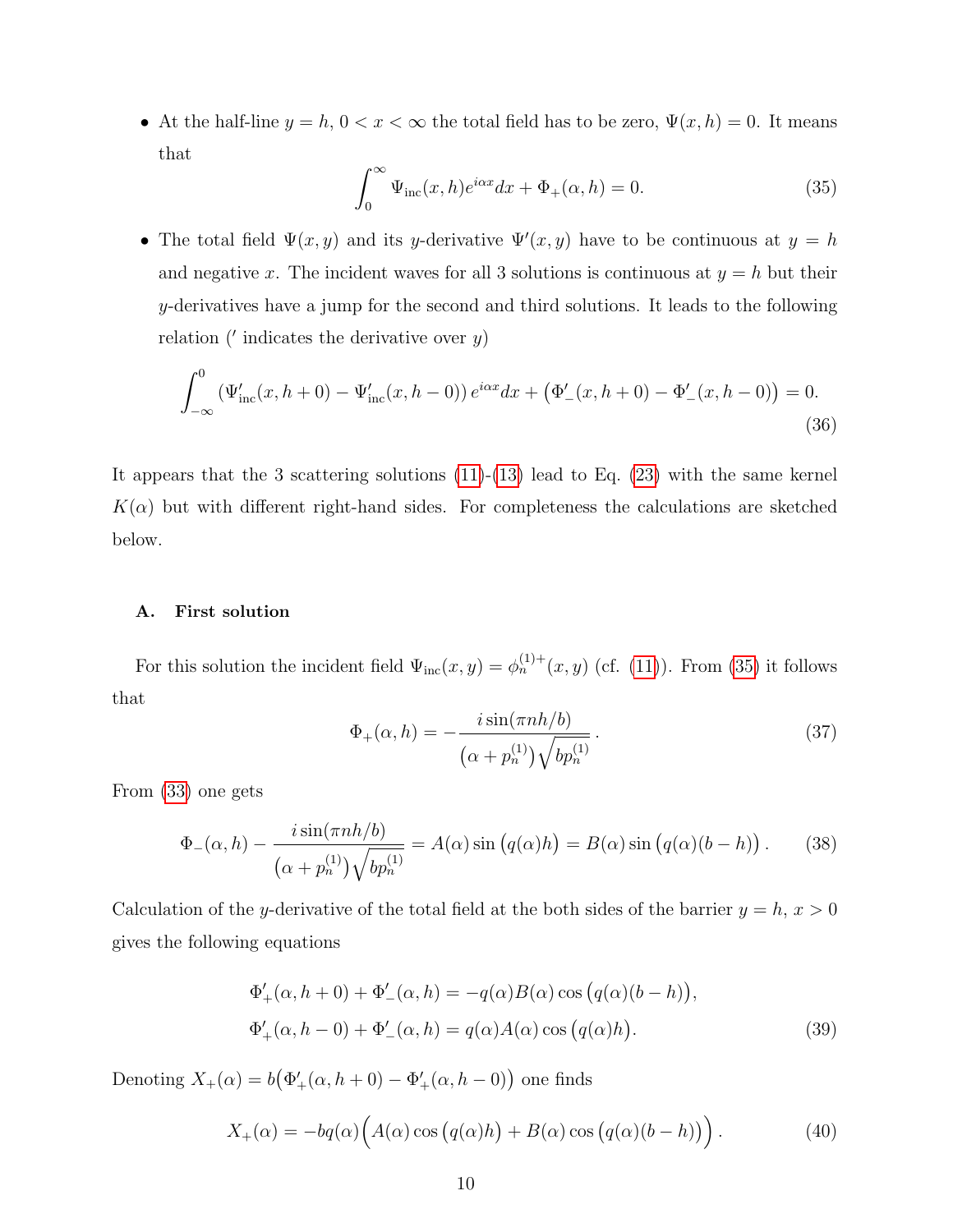- At the half-line $y = h$, $0 < x < \infty$ the total field has to be zero, $\Psi(x, h) = 0$. It means that

$$\int_0^\infty \Psi_{\rm inc}(x, h) e^{i\alpha x} dx + \Phi_+(\alpha, h) = 0. \tag{35}$$

- The total field $\Psi(x, y)$ and its $y$-derivative $\Psi'(x, y)$ have to be continuous at $y = h$ and negative $x$. The incident waves for all 3 solutions is continuous at $y = h$ but their $y$-derivatives have a jump for the second and third solutions. It leads to the following relation ($'$ indicates the derivative over $y$)

$$\int_{-\infty}^0 \left(\Psi'_{\rm inc}(x, h + 0) - \Psi'_{\rm inc}(x, h - 0)\right) e^{i\alpha x} dx + \left(\Phi'_-(x, h + 0) - \Phi'_-(x, h - 0)\right) = 0. \tag{36}$$

It appears that the 3 scattering solutions (11)-(13) lead to Eq. (23) with the same kernel $K(\alpha)$ but with different right-hand sides. For completeness the calculations are sketched below.

### A. First solution

For this solution the incident field $\Psi_{\rm inc}(x, y) = \phi_n^{(1)+}(x, y)$ (cf. (11)). From (35) it follows that

$$\Phi_+(\alpha, h) = -\frac{i \sin(\pi n h/b)}{\left(\alpha + p_n^{(1)}\right)\sqrt{b p_n^{(1)}}}\,. \tag{37}$$

From (33) one gets

$$\Phi_-(\alpha, h) - \frac{i \sin(\pi n h/b)}{\left(\alpha + p_n^{(1)}\right)\sqrt{b p_n^{(1)}}} = A(\alpha) \sin\big(q(\alpha) h\big) = B(\alpha) \sin\big(q(\alpha)(b - h)\big)\,. \tag{38}$$

Calculation of the $y$-derivative of the total field at the both sides of the barrier $y = h$, $x > 0$ gives the following equations

$$\begin{aligned} \Phi'_+(\alpha, h + 0) + \Phi'_-(\alpha, h) &= -q(\alpha) B(\alpha) \cos\big(q(\alpha)(b - h)\big), \\ \Phi'_+(\alpha, h - 0) + \Phi'_-(\alpha, h) &= q(\alpha) A(\alpha) \cos\big(q(\alpha) h\big). \end{aligned} \tag{39}$$

Denoting $X_+(\alpha) = b\big(\Phi'_+(\alpha, h + 0) - \Phi'_+(\alpha, h - 0)\big)$ one finds

$$X_+(\alpha) = -b q(\alpha) \Big(A(\alpha) \cos\big(q(\alpha) h\big) + B(\alpha) \cos\big(q(\alpha)(b - h)\big)\Big)\,. \tag{40}$$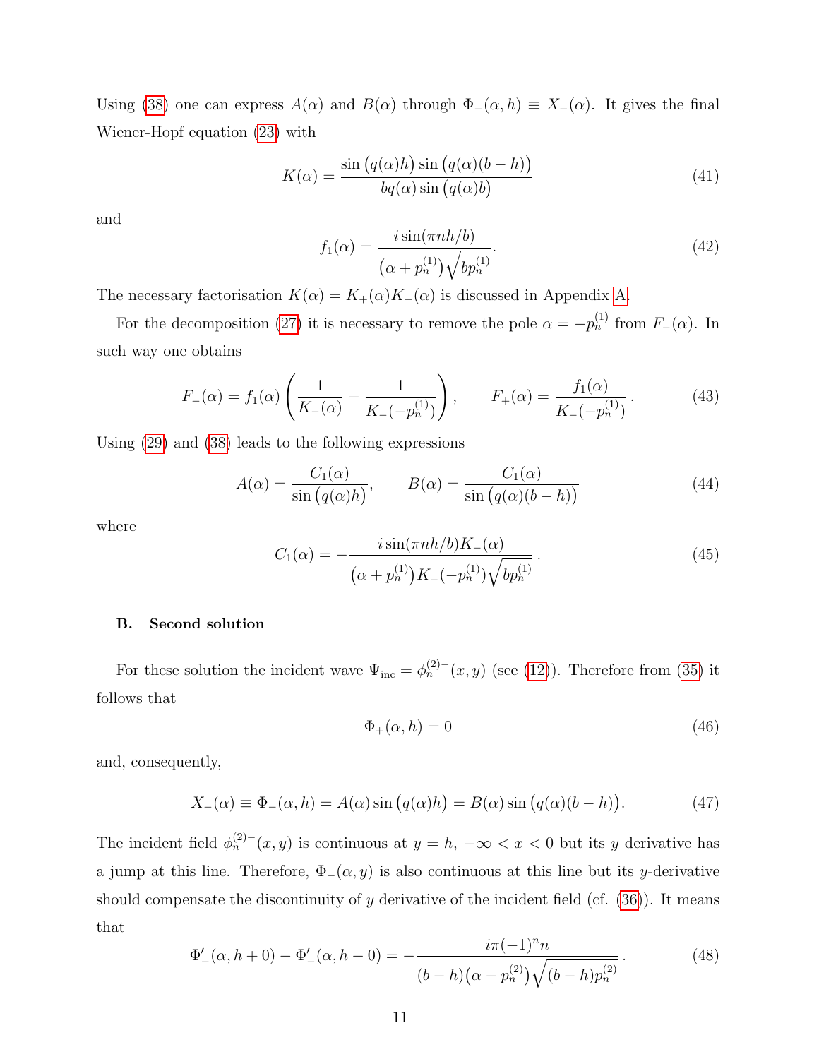Using (38) one can express $A(\alpha)$ and $B(\alpha)$ through $\Phi_-(\alpha, h) \equiv X_-(\alpha)$. It gives the final Wiener-Hopf equation (23) with

$$K(\alpha) = \frac{\sin\big(q(\alpha)h\big)\sin\big(q(\alpha)(b-h)\big)}{bq(\alpha)\sin\big(q(\alpha)b\big)} \tag{41}$$

and

$$f_1(\alpha) = \frac{i\sin(\pi n h/b)}{\big(\alpha + p_n^{(1)}\big)\sqrt{bp_n^{(1)}}}. \tag{42}$$

The necessary factorisation $K(\alpha) = K_+(\alpha)K_-(\alpha)$ is discussed in Appendix A.

For the decomposition (27) it is necessary to remove the pole $\alpha = -p_n^{(1)}$ from $F_-(\alpha)$. In such way one obtains

$$F_-(\alpha) = f_1(\alpha)\left(\frac{1}{K_-(\alpha)} - \frac{1}{K_-(-p_n^{(1)})}\right), \qquad F_+(\alpha) = \frac{f_1(\alpha)}{K_-(-p_n^{(1)})}\,. \tag{43}$$

Using (29) and (38) leads to the following expressions

$$A(\alpha) = \frac{C_1(\alpha)}{\sin\big(q(\alpha)h\big)}, \qquad B(\alpha) = \frac{C_1(\alpha)}{\sin\big(q(\alpha)(b-h)\big)} \tag{44}$$

where

$$C_1(\alpha) = -\frac{i\sin(\pi n h/b)K_-(\alpha)}{\big(\alpha + p_n^{(1)}\big)K_-(-p_n^{(1)})\sqrt{bp_n^{(1)}}}\,. \tag{45}$$

### B. Second solution

For these solution the incident wave $\Psi_{\text{inc}} = \phi_n^{(2)-}(x, y)$ (see (12)). Therefore from (35) it follows that

$$\Phi_+(\alpha, h) = 0 \tag{46}$$

and, consequently,

$$X_-(\alpha) \equiv \Phi_-(\alpha, h) = A(\alpha)\sin\big(q(\alpha)h\big) = B(\alpha)\sin\big(q(\alpha)(b-h)\big). \tag{47}$$

The incident field $\phi_n^{(2)-}(x, y)$ is continuous at $y = h$, $-\infty < x < 0$ but its $y$ derivative has a jump at this line. Therefore, $\Phi_-(\alpha, y)$ is also continuous at this line but its $y$-derivative should compensate the discontinuity of $y$ derivative of the incident field (cf. (36)). It means that

$$\Phi_-'(\alpha, h+0) - \Phi_-'(\alpha, h-0) = -\frac{i\pi(-1)^n n}{(b-h)\big(\alpha - p_n^{(2)}\big)\sqrt{(b-h)p_n^{(2)}}}\,. \tag{48}$$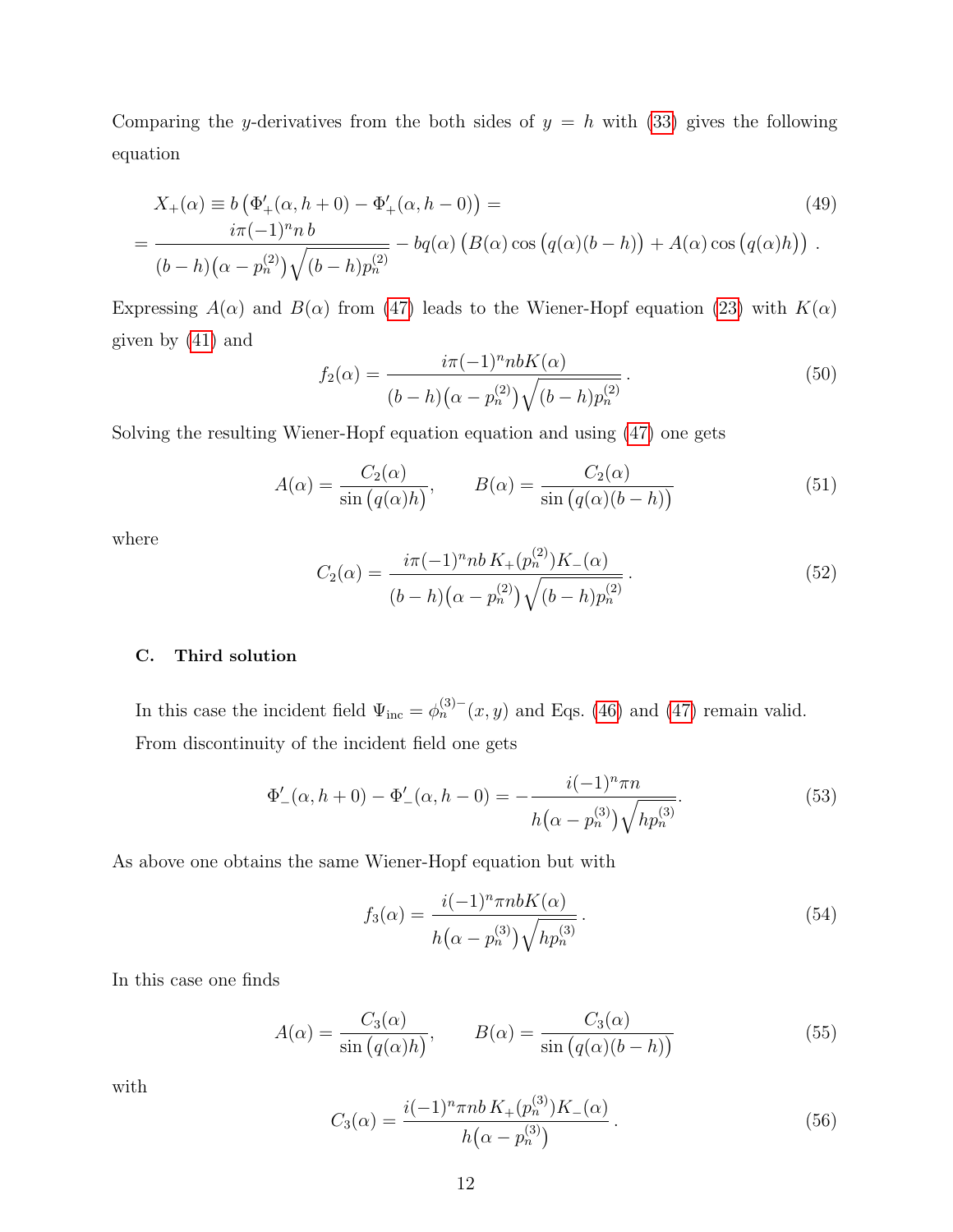Comparing the $y$-derivatives from the both sides of $y = h$ with (33) gives the following equation

$$
\begin{aligned}
&X_+(\alpha) \equiv b\left(\Phi'_+(\alpha, h+0) - \Phi'_+(\alpha, h-0)\right) = \\
&= \frac{i\pi(-1)^n n\, b}{(b-h)\left(\alpha - p_n^{(2)}\right)\sqrt{(b-h)p_n^{(2)}}} - bq(\alpha)\left(B(\alpha)\cos\left(q(\alpha)(b-h)\right) + A(\alpha)\cos\left(q(\alpha)h\right)\right) .
\end{aligned} \tag{49}
$$

Expressing $A(\alpha)$ and $B(\alpha)$ from (47) leads to the Wiener-Hopf equation (23) with $K(\alpha)$ given by (41) and

$$
f_2(\alpha) = \frac{i\pi(-1)^n nbK(\alpha)}{(b-h)\left(\alpha - p_n^{(2)}\right)\sqrt{(b-h)p_n^{(2)}}} . \tag{50}
$$

Solving the resulting Wiener-Hopf equation equation and using (47) one gets

$$
A(\alpha) = \frac{C_2(\alpha)}{\sin\left(q(\alpha)h\right)}, \qquad B(\alpha) = \frac{C_2(\alpha)}{\sin\left(q(\alpha)(b-h)\right)} \tag{51}
$$

where

$$
C_2(\alpha) = \frac{i\pi(-1)^n nb\, K_+(p_n^{(2)})K_-(\alpha)}{(b-h)\left(\alpha - p_n^{(2)}\right)\sqrt{(b-h)p_n^{(2)}}} . \tag{52}
$$

### C. Third solution

In this case the incident field $\Psi_{\rm inc} = \phi_n^{(3)-}(x, y)$ and Eqs. (46) and (47) remain valid. From discontinuity of the incident field one gets

$$
\Phi'_-(\alpha, h+0) - \Phi'_-(\alpha, h-0) = -\frac{i(-1)^n \pi n}{h\left(\alpha - p_n^{(3)}\right)\sqrt{hp_n^{(3)}}} . \tag{53}
$$

As above one obtains the same Wiener-Hopf equation but with

$$
f_3(\alpha) = \frac{i(-1)^n \pi nbK(\alpha)}{h\left(\alpha - p_n^{(3)}\right)\sqrt{hp_n^{(3)}}} . \tag{54}
$$

In this case one finds

$$
A(\alpha) = \frac{C_3(\alpha)}{\sin\left(q(\alpha)h\right)}, \qquad B(\alpha) = \frac{C_3(\alpha)}{\sin\left(q(\alpha)(b-h)\right)} \tag{55}
$$

with

$$
C_3(\alpha) = \frac{i(-1)^n \pi nb\, K_+(p_n^{(3)})K_-(\alpha)}{h\left(\alpha - p_n^{(3)}\right)} . \tag{56}
$$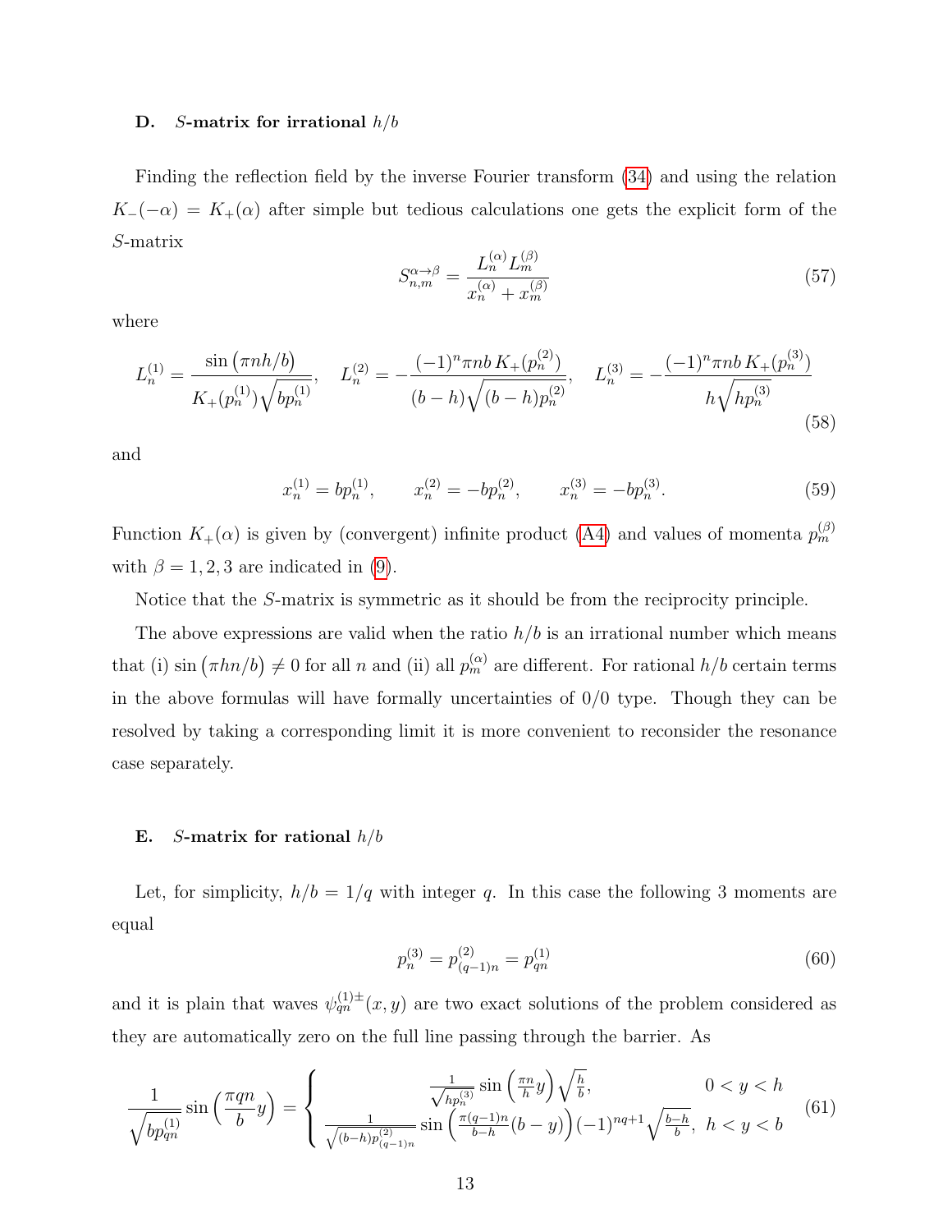### D. $S$-matrix for irrational $h/b$

Finding the reflection field by the inverse Fourier transform (34) and using the relation $K_-(-\alpha) = K_+(\alpha)$ after simple but tedious calculations one gets the explicit form of the $S$-matrix

$$S^{\alpha\to\beta}_{n,m} = \frac{L^{(\alpha)}_n L^{(\beta)}_m}{x^{(\alpha)}_n + x^{(\beta)}_m} \tag{57}$$

where

$$L^{(1)}_n = \frac{\sin\big(\pi n h/b\big)}{K_+(p^{(1)}_n)\sqrt{b p^{(1)}_n}}, \quad L^{(2)}_n = -\frac{(-1)^n \pi n b\, K_+(p^{(2)}_n)}{(b-h)\sqrt{(b-h)p^{(2)}_n}}, \quad L^{(3)}_n = -\frac{(-1)^n \pi n b\, K_+(p^{(3)}_n)}{h\sqrt{h p^{(3)}_n}} \tag{58}$$

and

$$x^{(1)}_n = b p^{(1)}_n, \qquad x^{(2)}_n = -b p^{(2)}_n, \qquad x^{(3)}_n = -b p^{(3)}_n. \tag{59}$$

Function $K_+(\alpha)$ is given by (convergent) infinite product (A4) and values of momenta $p^{(\beta)}_m$ with $\beta = 1, 2, 3$ are indicated in (9).

Notice that the $S$-matrix is symmetric as it should be from the reciprocity principle.

The above expressions are valid when the ratio $h/b$ is an irrational number which means that (i) $\sin\big(\pi h n/b\big) \neq 0$ for all $n$ and (ii) all $p^{(\alpha)}_m$ are different. For rational $h/b$ certain terms in the above formulas will have formally uncertainties of $0/0$ type. Though they can be resolved by taking a corresponding limit it is more convenient to reconsider the resonance case separately.

### E. $S$-matrix for rational $h/b$

Let, for simplicity, $h/b = 1/q$ with integer $q$. In this case the following 3 moments are equal

$$p^{(3)}_n = p^{(2)}_{(q-1)n} = p^{(1)}_{qn} \tag{60}$$

and it is plain that waves $\psi^{(1)\pm}_{qn}(x, y)$ are two exact solutions of the problem considered as they are automatically zero on the full line passing through the barrier. As

$$\frac{1}{\sqrt{b p^{(1)}_{qn}}} \sin\Big(\frac{\pi q n}{b} y\Big) = \begin{cases} \frac{1}{\sqrt{h p^{(3)}_n}} \sin\Big(\frac{\pi n}{h} y\Big)\sqrt{\frac{h}{b}}, & 0 < y < h \\ \frac{1}{\sqrt{(b-h)p^{(2)}_{(q-1)n}}} \sin\Big(\frac{\pi (q-1) n}{b-h}(b-y)\Big)(-1)^{nq+1}\sqrt{\frac{b-h}{b}}, & h < y < b \end{cases} \tag{61}$$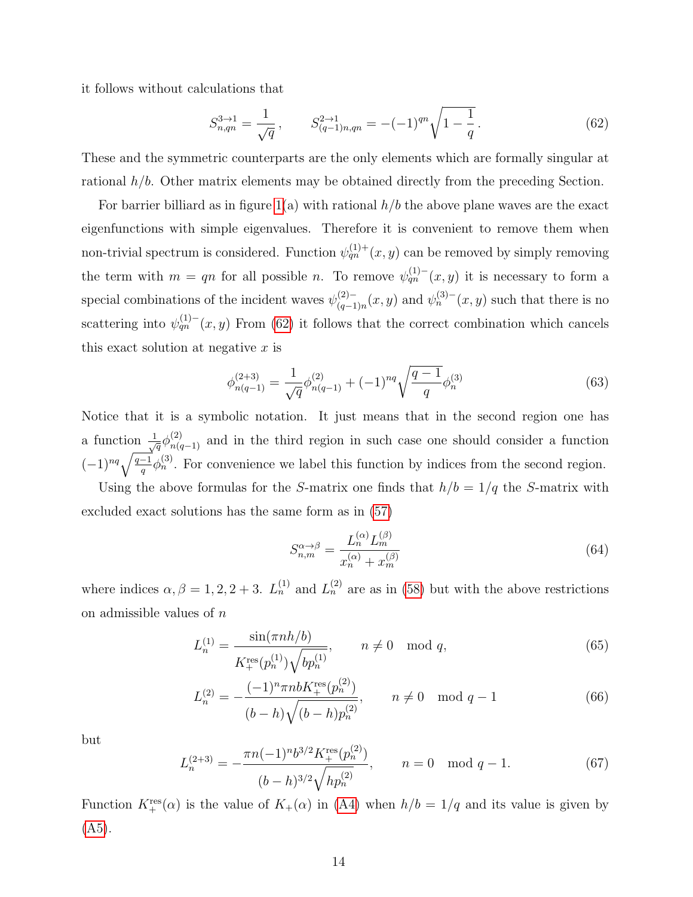it follows without calculations that

$$S^{3\to 1}_{n,qn} = \frac{1}{\sqrt{q}}\,, \qquad S^{2\to 1}_{(q-1)n,qn} = -(-1)^{qn}\sqrt{1-\frac{1}{q}}\,. \tag{62}$$

These and the symmetric counterparts are the only elements which are formally singular at rational $h/b$. Other matrix elements may be obtained directly from the preceding Section.

For barrier billiard as in figure 1(a) with rational $h/b$ the above plane waves are the exact eigenfunctions with simple eigenvalues. Therefore it is convenient to remove them when non-trivial spectrum is considered. Function $\psi^{(1)+}_{qn}(x,y)$ can be removed by simply removing the term with $m = qn$ for all possible $n$. To remove $\psi^{(1)-}_{qn}(x,y)$ it is necessary to form a special combinations of the incident waves $\psi^{(2)-}_{(q-1)n}(x,y)$ and $\psi^{(3)-}_{n}(x,y)$ such that there is no scattering into $\psi^{(1)-}_{qn}(x,y)$ From (62) it follows that the correct combination which cancels this exact solution at negative $x$ is

$$\phi^{(2+3)}_{n(q-1)} = \frac{1}{\sqrt{q}}\phi^{(2)}_{n(q-1)} + (-1)^{nq}\sqrt{\frac{q-1}{q}}\phi^{(3)}_{n} \tag{63}$$

Notice that it is a symbolic notation. It just means that in the second region one has a function $\frac{1}{\sqrt{q}}\phi^{(2)}_{n(q-1)}$ and in the third region in such case one should consider a function $(-1)^{nq}\sqrt{\frac{q-1}{q}}\phi^{(3)}_{n}$. For convenience we label this function by indices from the second region.

Using the above formulas for the $S$-matrix one finds that $h/b = 1/q$ the $S$-matrix with excluded exact solutions has the same form as in (57)

$$S^{\alpha\to\beta}_{n,m} = \frac{L^{(\alpha)}_n L^{(\beta)}_m}{x^{(\alpha)}_n + x^{(\beta)}_m} \tag{64}$$

where indices $\alpha, \beta = 1, 2, 2+3$. $L^{(1)}_n$ and $L^{(2)}_n$ are as in (58) but with the above restrictions on admissible values of $n$

$$L^{(1)}_n = \frac{\sin(\pi n h/b)}{K^{\rm res}_+(p^{(1)}_n)\sqrt{b p^{(1)}_n}}, \qquad n \neq 0 \mod q, \tag{65}$$

$$L^{(2)}_n = -\frac{(-1)^n \pi n b K^{\rm res}_+(p^{(2)}_n)}{(b-h)\sqrt{(b-h)p^{(2)}_n}}, \qquad n \neq 0 \mod q-1 \tag{66}$$

but

$$L^{(2+3)}_n = -\frac{\pi n (-1)^n b^{3/2} K^{\rm res}_+(p^{(2)}_n)}{(b-h)^{3/2}\sqrt{h p^{(2)}_n}}, \qquad n = 0 \mod q-1. \tag{67}$$

Function $K^{\rm res}_+(\alpha)$ is the value of $K_+(\alpha)$ in (A4) when $h/b = 1/q$ and its value is given by (A5).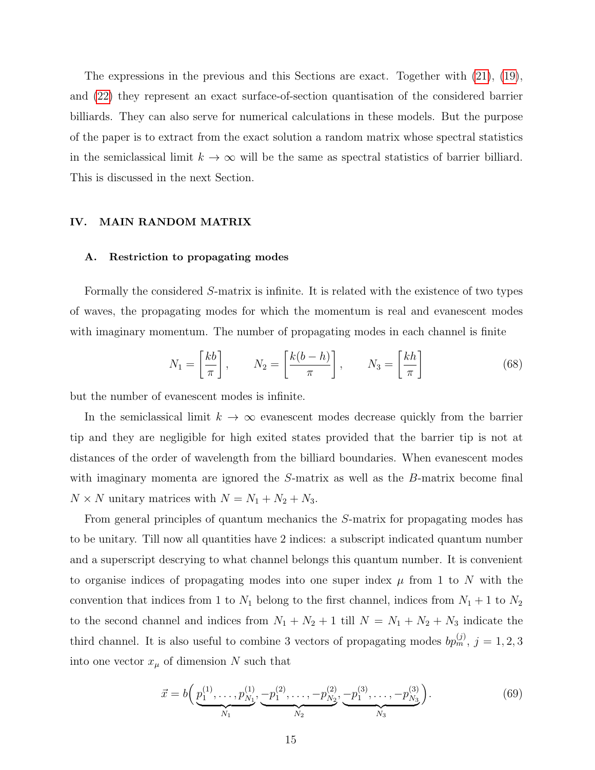The expressions in the previous and this Sections are exact. Together with (21), (19), and (22) they represent an exact surface-of-section quantisation of the considered barrier billiards. They can also serve for numerical calculations in these models. But the purpose of the paper is to extract from the exact solution a random matrix whose spectral statistics in the semiclassical limit $k \to \infty$ will be the same as spectral statistics of barrier billiard. This is discussed in the next Section.

## IV. MAIN RANDOM MATRIX

### A. Restriction to propagating modes

Formally the considered $S$-matrix is infinite. It is related with the existence of two types of waves, the propagating modes for which the momentum is real and evanescent modes with imaginary momentum. The number of propagating modes in each channel is finite

$$N_1 = \left[\frac{kb}{\pi}\right], \qquad N_2 = \left[\frac{k(b-h)}{\pi}\right], \qquad N_3 = \left[\frac{kh}{\pi}\right] \tag{68}$$

but the number of evanescent modes is infinite.

In the semiclassical limit $k \to \infty$ evanescent modes decrease quickly from the barrier tip and they are negligible for high exited states provided that the barrier tip is not at distances of the order of wavelength from the billiard boundaries. When evanescent modes with imaginary momenta are ignored the $S$-matrix as well as the $B$-matrix become final $N \times N$ unitary matrices with $N = N_1 + N_2 + N_3$.

From general principles of quantum mechanics the $S$-matrix for propagating modes has to be unitary. Till now all quantities have 2 indices: a subscript indicated quantum number and a superscript descrying to what channel belongs this quantum number. It is convenient to organise indices of propagating modes into one super index $\mu$ from 1 to $N$ with the convention that indices from 1 to $N_1$ belong to the first channel, indices from $N_1 + 1$ to $N_2$ to the second channel and indices from $N_1 + N_2 + 1$ till $N = N_1 + N_2 + N_3$ indicate the third channel. It is also useful to combine 3 vectors of propagating modes $bp_m^{(j)}$, $j = 1, 2, 3$ into one vector $x_\mu$ of dimension $N$ such that

$$\vec{x} = b\Big(\underbrace{p_1^{(1)}, \ldots, p_{N_1}^{(1)}}_{N_1}, \underbrace{-p_1^{(2)}, \ldots, -p_{N_2}^{(2)}}_{N_2}, \underbrace{-p_1^{(3)}, \ldots, -p_{N_3}^{(3)}}_{N_3}\Big). \tag{69}$$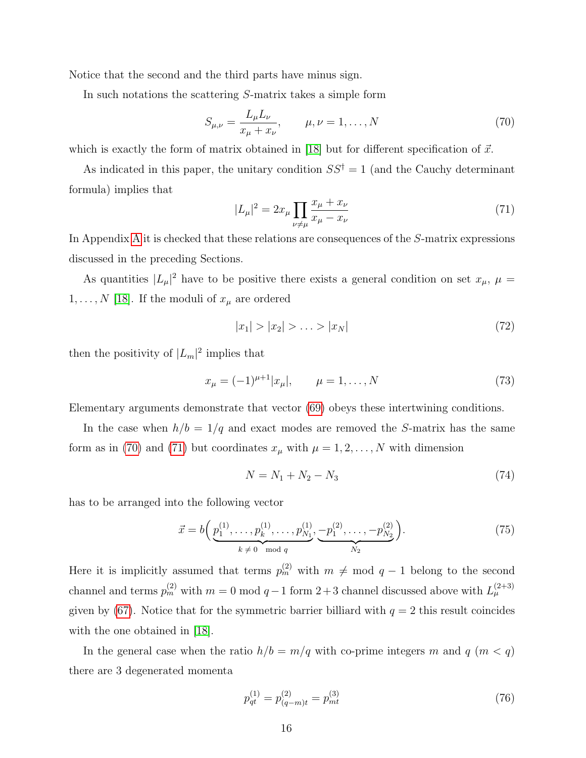Notice that the second and the third parts have minus sign.

In such notations the scattering $S$-matrix takes a simple form

$$S_{\mu,\nu} = \frac{L_\mu L_\nu}{x_\mu + x_\nu}, \qquad \mu, \nu = 1, \ldots, N \tag{70}$$

which is exactly the form of matrix obtained in [18] but for different specification of $\vec{x}$.

As indicated in this paper, the unitary condition $SS^\dagger = 1$ (and the Cauchy determinant formula) implies that

$$|L_\mu|^2 = 2x_\mu \prod_{\nu \neq \mu} \frac{x_\mu + x_\nu}{x_\mu - x_\nu} \tag{71}$$

In Appendix A it is checked that these relations are consequences of the $S$-matrix expressions discussed in the preceding Sections.

As quantities $|L_\mu|^2$ have to be positive there exists a general condition on set $x_\mu$, $\mu = 1, \ldots, N$ [18]. If the moduli of $x_\mu$ are ordered

$$|x_1| > |x_2| > \ldots > |x_N| \tag{72}$$

then the positivity of $|L_m|^2$ implies that

$$x_\mu = (-1)^{\mu+1}|x_\mu|, \qquad \mu = 1, \ldots, N \tag{73}$$

Elementary arguments demonstrate that vector (69) obeys these intertwining conditions.

In the case when $h/b = 1/q$ and exact modes are removed the $S$-matrix has the same form as in (70) and (71) but coordinates $x_\mu$ with $\mu = 1, 2, \ldots, N$ with dimension

$$N = N_1 + N_2 - N_3 \tag{74}$$

has to be arranged into the following vector

$$\vec{x} = b\Big(\underbrace{p_1^{(1)}, \ldots, p_k^{(1)}, \ldots, p_{N_1}^{(1)}}_{k \neq 0 \mod q}, \underbrace{-p_1^{(2)}, \ldots, -p_{N_2}^{(2)}}_{N_2}\Big). \tag{75}$$

Here it is implicitly assumed that terms $p_m^{(2)}$ with $m \neq \bmod q-1$ belong to the second channel and terms $p_m^{(2)}$ with $m = 0 \bmod q-1$ form $2+3$ channel discussed above with $L_\mu^{(2+3)}$ given by (67). Notice that for the symmetric barrier billiard with $q = 2$ this result coincides with the one obtained in [18].

In the general case when the ratio $h/b = m/q$ with co-prime integers $m$ and $q$ ($m < q$) there are 3 degenerated momenta

$$p_{qt}^{(1)} = p_{(q-m)t}^{(2)} = p_{mt}^{(3)} \tag{76}$$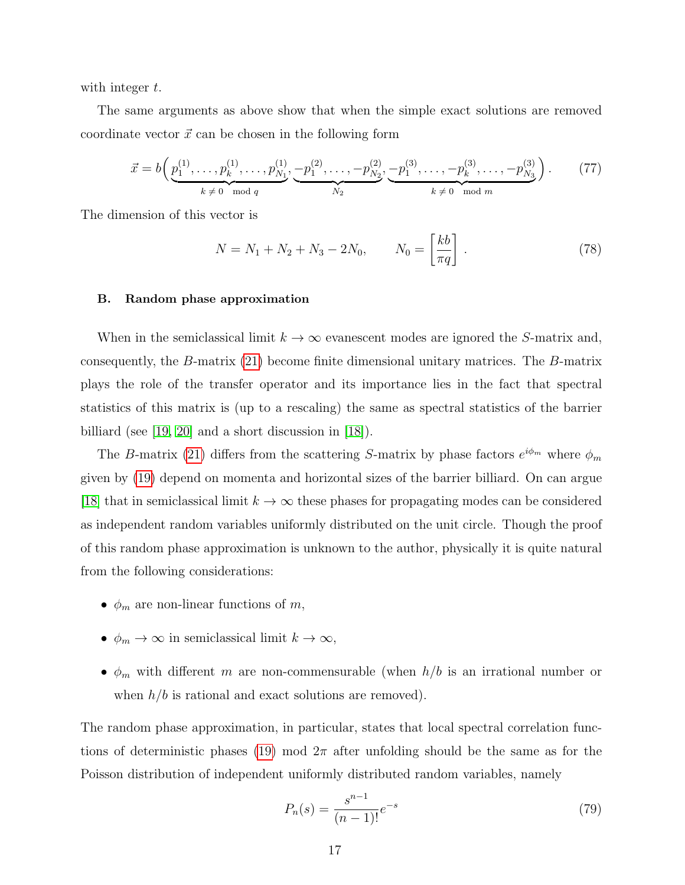with integer $t$.

The same arguments as above show that when the simple exact solutions are removed coordinate vector $\vec{x}$ can be chosen in the following form

$$\vec{x} = b\Big(\underbrace{p_1^{(1)}, \ldots, p_k^{(1)}, \ldots, p_{N_1}^{(1)}}_{k\neq 0 \mod q}, \underbrace{-p_1^{(2)}, \ldots, -p_{N_2}^{(2)}}_{N_2}, \underbrace{-p_1^{(3)}, \ldots, -p_k^{(3)}, \ldots, -p_{N_3}^{(3)}}_{k\neq 0 \mod m}\Big) . \qquad (77)$$

The dimension of this vector is

$$N = N_1 + N_2 + N_3 - 2N_0, \qquad N_0 = \left[\frac{kb}{\pi q}\right] . \qquad (78)$$

### B. Random phase approximation

When in the semiclassical limit $k \to \infty$ evanescent modes are ignored the $S$-matrix and, consequently, the $B$-matrix (21) become finite dimensional unitary matrices. The $B$-matrix plays the role of the transfer operator and its importance lies in the fact that spectral statistics of this matrix is (up to a rescaling) the same as spectral statistics of the barrier billiard (see [19, 20] and a short discussion in [18]).

The $B$-matrix (21) differs from the scattering $S$-matrix by phase factors $e^{i\phi_m}$ where $\phi_m$ given by (19) depend on momenta and horizontal sizes of the barrier billiard. On can argue [18] that in semiclassical limit $k \to \infty$ these phases for propagating modes can be considered as independent random variables uniformly distributed on the unit circle. Though the proof of this random phase approximation is unknown to the author, physically it is quite natural from the following considerations:

- $\phi_m$ are non-linear functions of $m$,
- $\phi_m \to \infty$ in semiclassical limit $k \to \infty$,
- $\phi_m$ with different $m$ are non-commensurable (when $h/b$ is an irrational number or when $h/b$ is rational and exact solutions are removed).

The random phase approximation, in particular, states that local spectral correlation functions of deterministic phases (19) mod $2\pi$ after unfolding should be the same as for the Poisson distribution of independent uniformly distributed random variables, namely

$$P_n(s) = \frac{s^{n-1}}{(n-1)!} e^{-s} \qquad (79)$$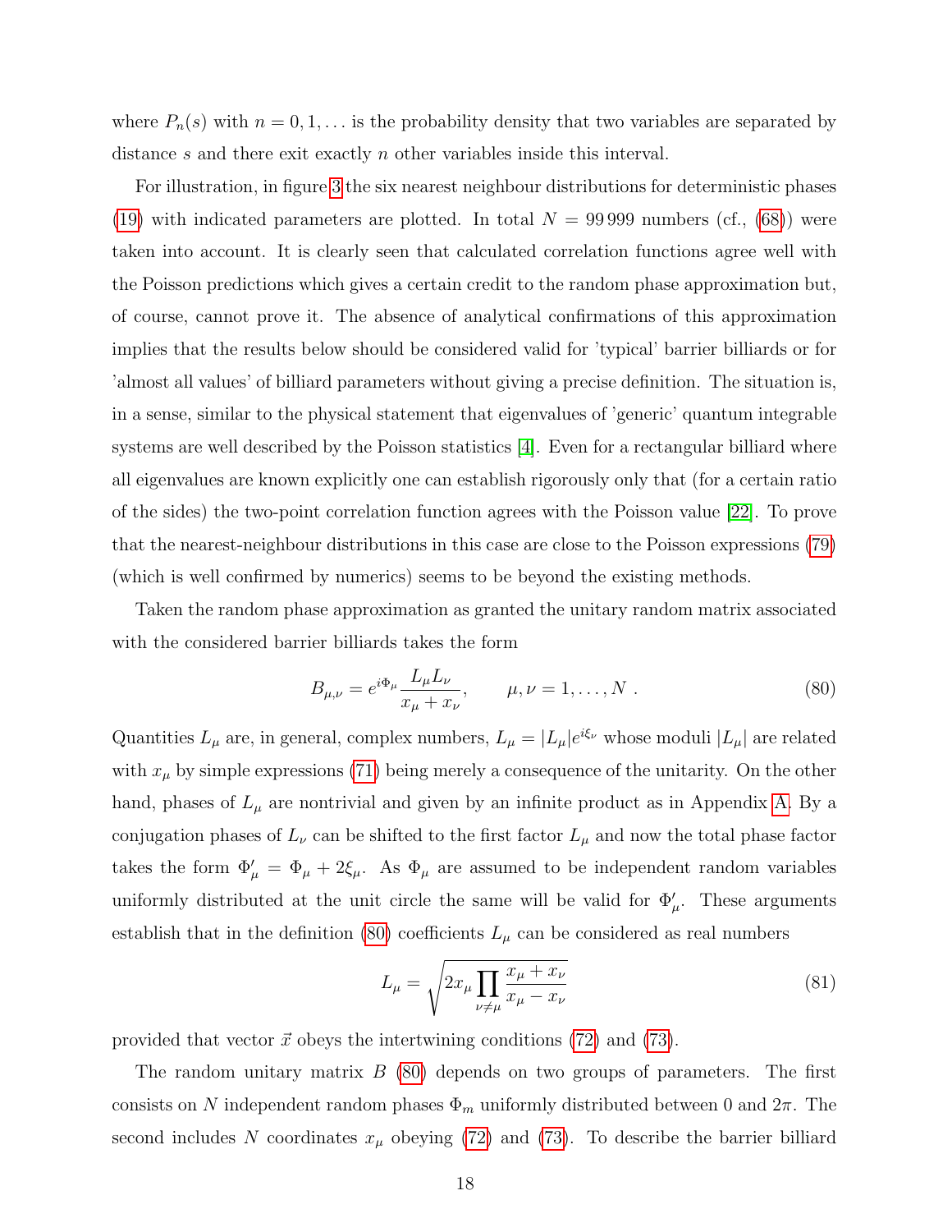where $P_n(s)$ with $n = 0, 1, \dots$ is the probability density that two variables are separated by distance $s$ and there exit exactly $n$ other variables inside this interval.

For illustration, in figure 3 the six nearest neighbour distributions for deterministic phases (19) with indicated parameters are plotted. In total $N = 99\,999$ numbers (cf., (68)) were taken into account. It is clearly seen that calculated correlation functions agree well with the Poisson predictions which gives a certain credit to the random phase approximation but, of course, cannot prove it. The absence of analytical confirmations of this approximation implies that the results below should be considered valid for 'typical' barrier billiards or for 'almost all values' of billiard parameters without giving a precise definition. The situation is, in a sense, similar to the physical statement that eigenvalues of 'generic' quantum integrable systems are well described by the Poisson statistics [4]. Even for a rectangular billiard where all eigenvalues are known explicitly one can establish rigorously only that (for a certain ratio of the sides) the two-point correlation function agrees with the Poisson value [22]. To prove that the nearest-neighbour distributions in this case are close to the Poisson expressions (79) (which is well confirmed by numerics) seems to be beyond the existing methods.

Taken the random phase approximation as granted the unitary random matrix associated with the considered barrier billiards takes the form

$$B_{\mu,\nu} = e^{i\Phi_\mu} \frac{L_\mu L_\nu}{x_\mu + x_\nu}, \qquad \mu, \nu = 1, \dots, N \,. \tag{80}$$

Quantities $L_\mu$ are, in general, complex numbers, $L_\mu = |L_\mu| e^{i\xi_\nu}$ whose moduli $|L_\mu|$ are related with $x_\mu$ by simple expressions (71) being merely a consequence of the unitarity. On the other hand, phases of $L_\mu$ are nontrivial and given by an infinite product as in Appendix A. By a conjugation phases of $L_\nu$ can be shifted to the first factor $L_\mu$ and now the total phase factor takes the form $\Phi'_\mu = \Phi_\mu + 2\xi_\mu$. As $\Phi_\mu$ are assumed to be independent random variables uniformly distributed at the unit circle the same will be valid for $\Phi'_\mu$. These arguments establish that in the definition (80) coefficients $L_\mu$ can be considered as real numbers

$$L_\mu = \sqrt{2x_\mu \prod_{\nu \neq \mu} \frac{x_\mu + x_\nu}{x_\mu - x_\nu}} \tag{81}$$

provided that vector $\vec{x}$ obeys the intertwining conditions (72) and (73).

The random unitary matrix $B$ (80) depends on two groups of parameters. The first consists on $N$ independent random phases $\Phi_m$ uniformly distributed between 0 and $2\pi$. The second includes $N$ coordinates $x_\mu$ obeying (72) and (73). To describe the barrier billiard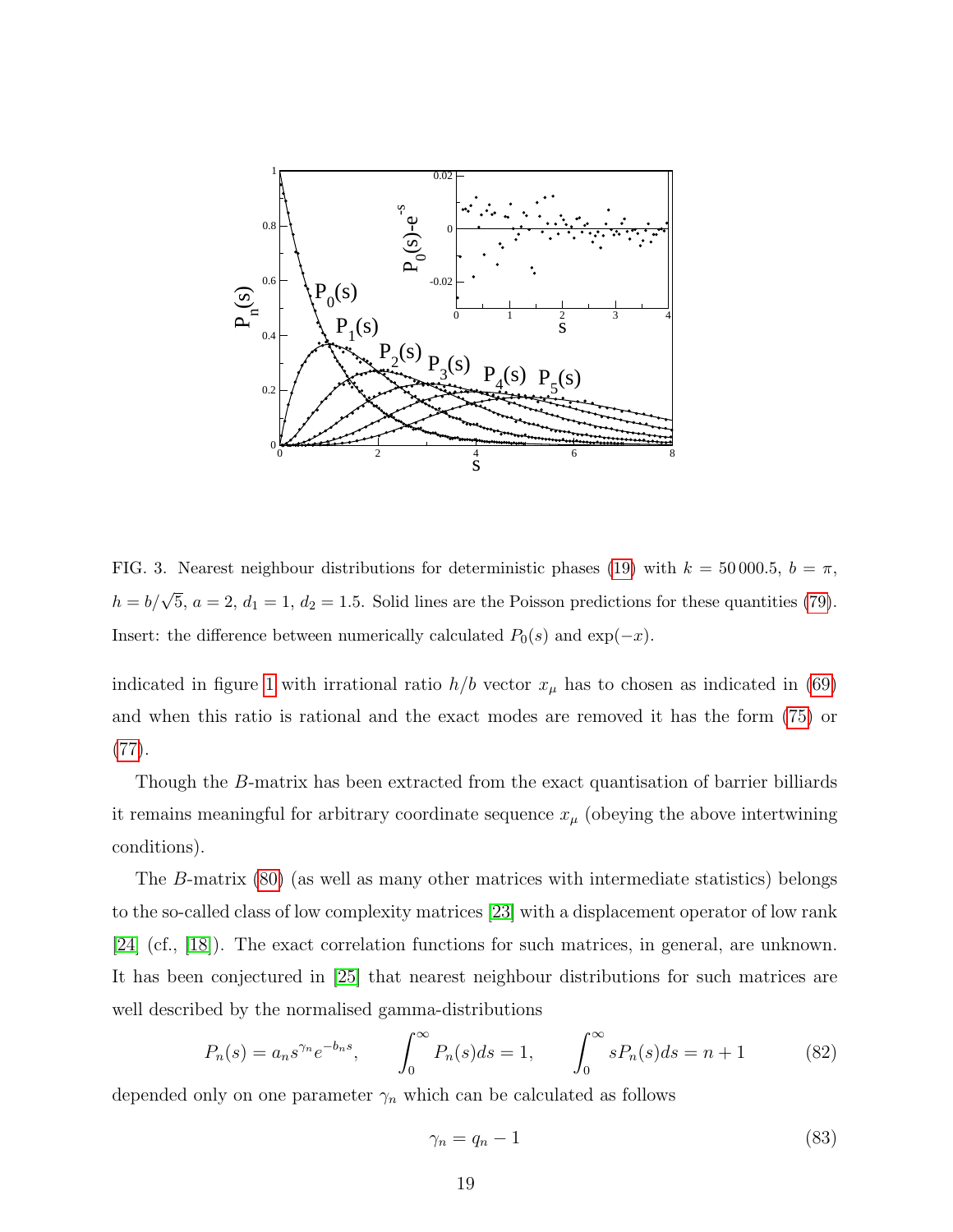FIG. 3. Nearest neighbour distributions for deterministic phases (19) with $k = 50\,000.5$, $b = \pi$, $h = b/\sqrt{5}$, $a = 2$, $d_1 = 1$, $d_2 = 1.5$. Solid lines are the Poisson predictions for these quantities (79). Insert: the difference between numerically calculated $P_0(s)$ and $\exp(-x)$.

indicated in figure 1 with irrational ratio $h/b$ vector $x_\mu$ has to chosen as indicated in (69) and when this ratio is rational and the exact modes are removed it has the form (75) or (77).

Though the $B$-matrix has been extracted from the exact quantisation of barrier billiards it remains meaningful for arbitrary coordinate sequence $x_\mu$ (obeying the above intertwining conditions).

The $B$-matrix (80) (as well as many other matrices with intermediate statistics) belongs to the so-called class of low complexity matrices [23] with a displacement operator of low rank [24] (cf., [18]). The exact correlation functions for such matrices, in general, are unknown. It has been conjectured in [25] that nearest neighbour distributions for such matrices are well described by the normalised gamma-distributions

$$P_n(s) = a_n s^{\gamma_n} e^{-b_n s}, \qquad \int_0^\infty P_n(s) ds = 1, \qquad \int_0^\infty s P_n(s) ds = n + 1 \tag{82}$$

depended only on one parameter $\gamma_n$ which can be calculated as follows

$$\gamma_n = q_n - 1 \tag{83}$$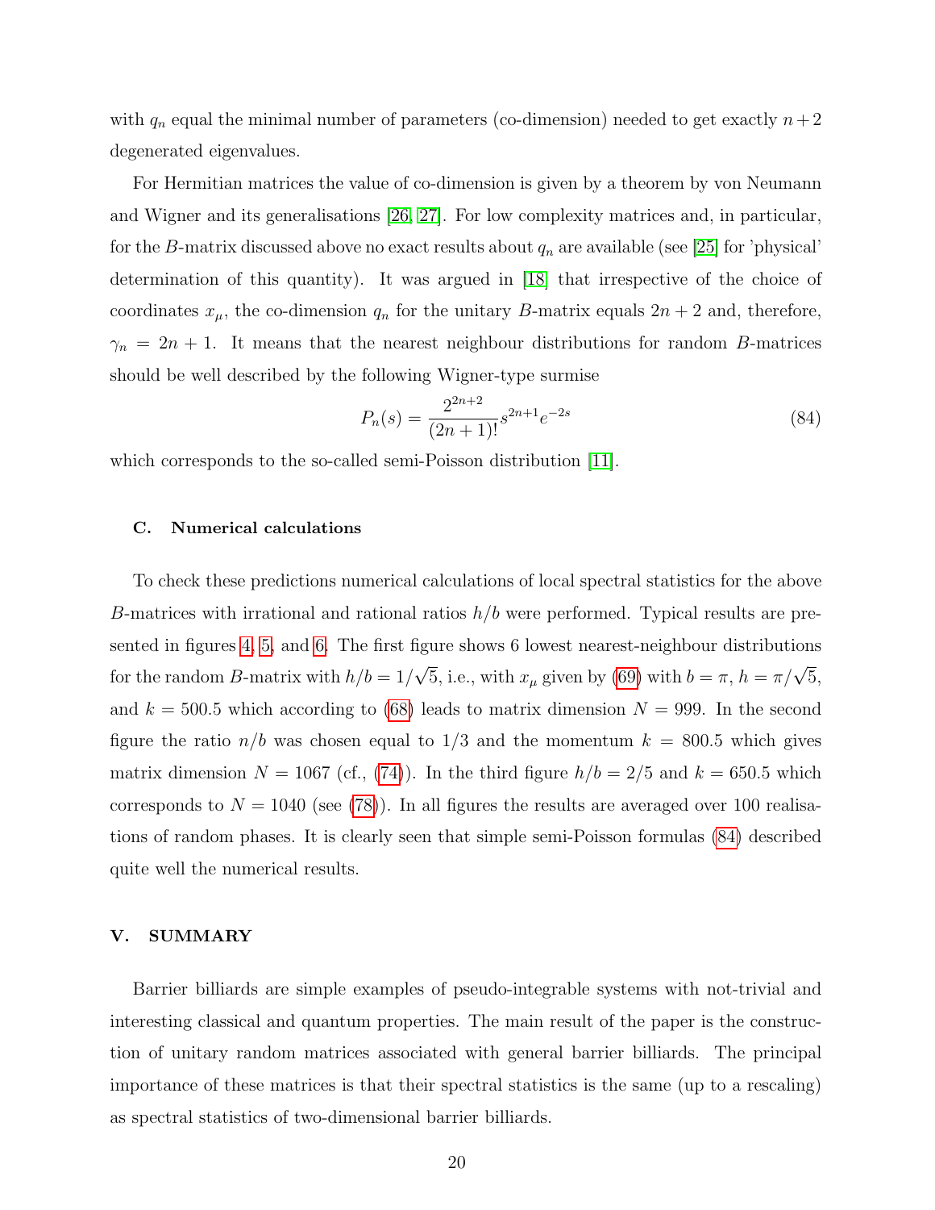with $q_n$ equal the minimal number of parameters (co-dimension) needed to get exactly $n+2$ degenerated eigenvalues.

For Hermitian matrices the value of co-dimension is given by a theorem by von Neumann and Wigner and its generalisations [26, 27]. For low complexity matrices and, in particular, for the $B$-matrix discussed above no exact results about $q_n$ are available (see [25] for 'physical' determination of this quantity). It was argued in [18] that irrespective of the choice of coordinates $x_\mu$, the co-dimension $q_n$ for the unitary $B$-matrix equals $2n+2$ and, therefore, $\gamma_n = 2n+1$. It means that the nearest neighbour distributions for random $B$-matrices should be well described by the following Wigner-type surmise

$$P_n(s) = \frac{2^{2n+2}}{(2n+1)!} s^{2n+1} e^{-2s} \tag{84}$$

which corresponds to the so-called semi-Poisson distribution [11].

### C. Numerical calculations

To check these predictions numerical calculations of local spectral statistics for the above $B$-matrices with irrational and rational ratios $h/b$ were performed. Typical results are presented in figures 4, 5, and 6. The first figure shows 6 lowest nearest-neighbour distributions for the random $B$-matrix with $h/b = 1/\sqrt{5}$, i.e., with $x_\mu$ given by (69) with $b = \pi$, $h = \pi/\sqrt{5}$, and $k = 500.5$ which according to (68) leads to matrix dimension $N = 999$. In the second figure the ratio $n/b$ was chosen equal to $1/3$ and the momentum $k = 800.5$ which gives matrix dimension $N = 1067$ (cf., (74)). In the third figure $h/b = 2/5$ and $k = 650.5$ which corresponds to $N = 1040$ (see (78)). In all figures the results are averaged over 100 realisations of random phases. It is clearly seen that simple semi-Poisson formulas (84) described quite well the numerical results.

## V. SUMMARY

Barrier billiards are simple examples of pseudo-integrable systems with not-trivial and interesting classical and quantum properties. The main result of the paper is the construction of unitary random matrices associated with general barrier billiards. The principal importance of these matrices is that their spectral statistics is the same (up to a rescaling) as spectral statistics of two-dimensional barrier billiards.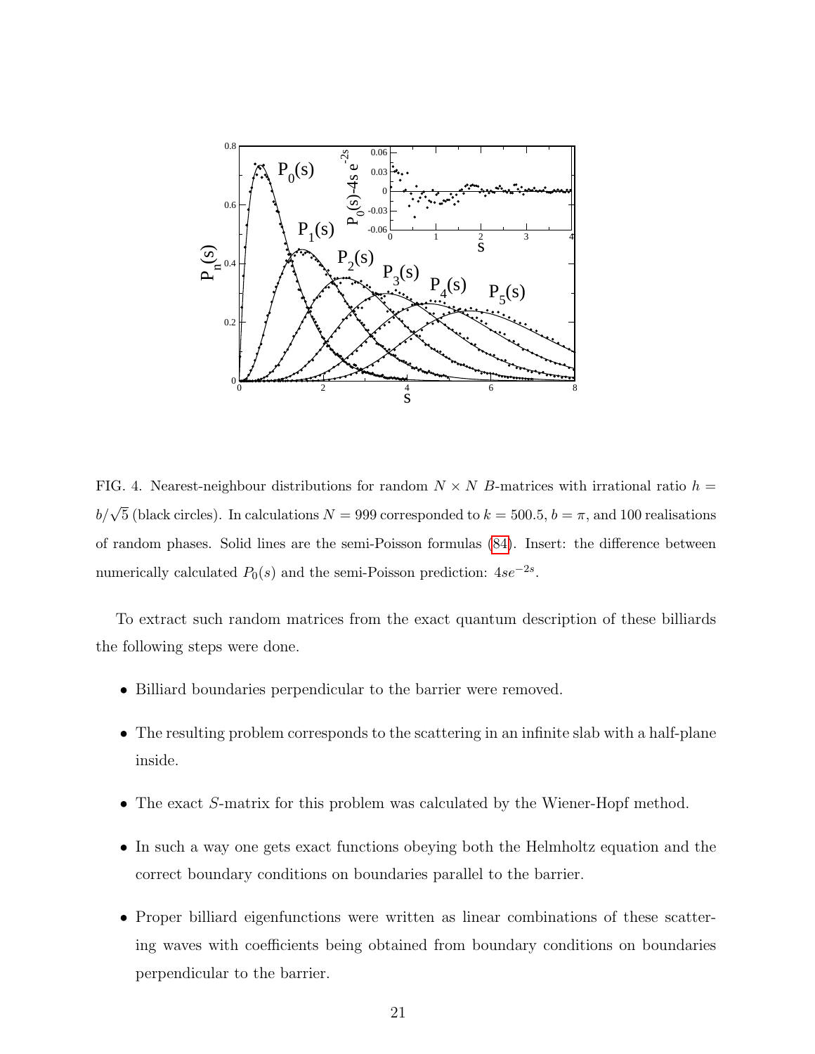FIG. 4. Nearest-neighbour distributions for random $N \times N$ $B$-matrices with irrational ratio $h = b/\sqrt{5}$ (black circles). In calculations $N = 999$ corresponded to $k = 500.5$, $b = \pi$, and 100 realisations of random phases. Solid lines are the semi-Poisson formulas (84). Insert: the difference between numerically calculated $P_0(s)$ and the semi-Poisson prediction: $4se^{-2s}$.

To extract such random matrices from the exact quantum description of these billiards the following steps were done.

- Billiard boundaries perpendicular to the barrier were removed.
- The resulting problem corresponds to the scattering in an infinite slab with a half-plane inside.
- The exact $S$-matrix for this problem was calculated by the Wiener-Hopf method.
- In such a way one gets exact functions obeying both the Helmholtz equation and the correct boundary conditions on boundaries parallel to the barrier.
- Proper billiard eigenfunctions were written as linear combinations of these scattering waves with coefficients being obtained from boundary conditions on boundaries perpendicular to the barrier.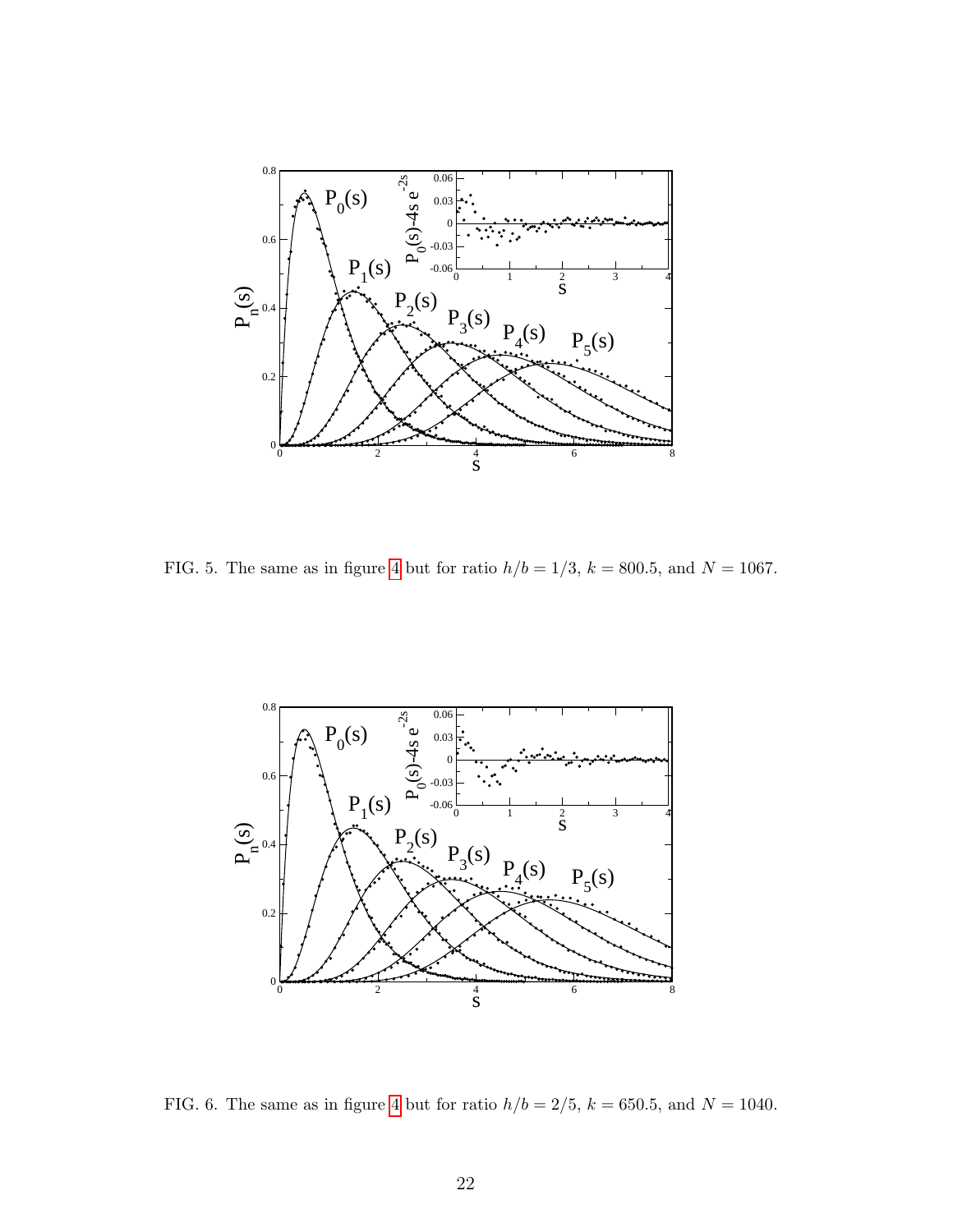FIG. 5. The same as in figure 4 but for ratio $h/b = 1/3$, $k = 800.5$, and $N = 1067$.

FIG. 6. The same as in figure 4 but for ratio $h/b = 2/5$, $k = 650.5$, and $N = 1040$.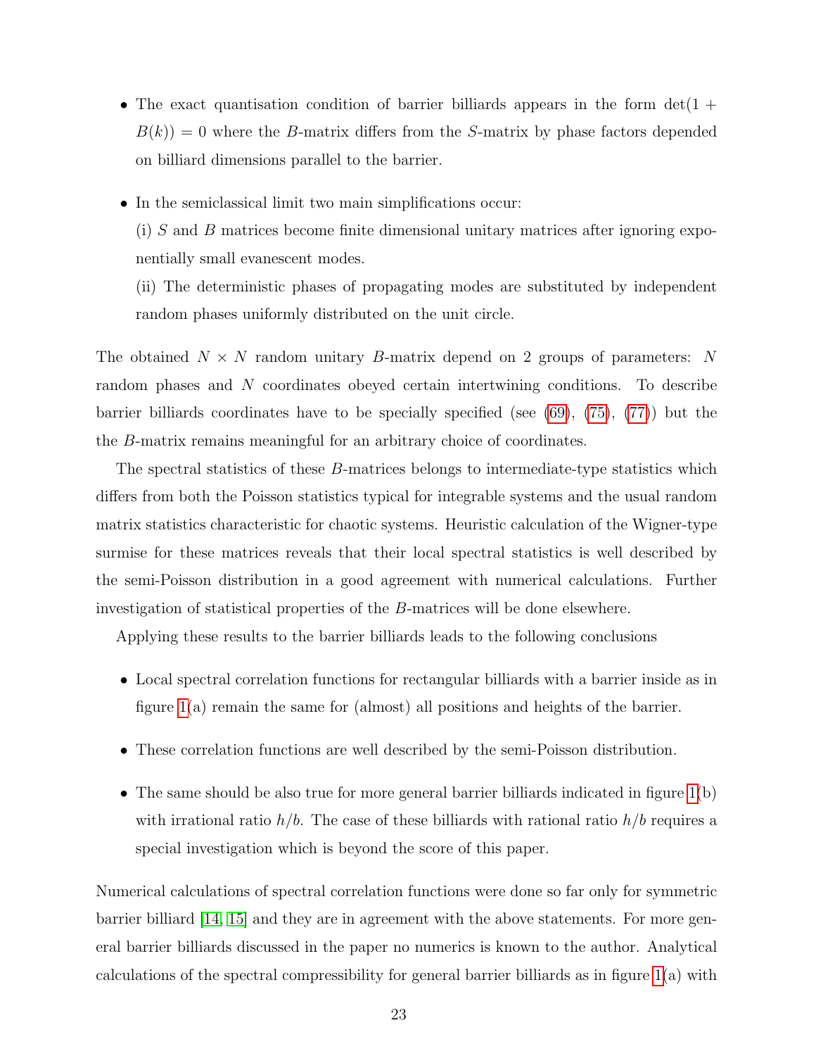- The exact quantisation condition of barrier billiards appears in the form $\det(1 + B(k)) = 0$ where the $B$-matrix differs from the $S$-matrix by phase factors depended on billiard dimensions parallel to the barrier.

- In the semiclassical limit two main simplifications occur:

  (i) $S$ and $B$ matrices become finite dimensional unitary matrices after ignoring exponentially small evanescent modes.

  (ii) The deterministic phases of propagating modes are substituted by independent random phases uniformly distributed on the unit circle.

The obtained $N \times N$ random unitary $B$-matrix depend on 2 groups of parameters: $N$ random phases and $N$ coordinates obeyed certain intertwining conditions. To describe barrier billiards coordinates have to be specially specified (see (69), (75), (77)) but the the $B$-matrix remains meaningful for an arbitrary choice of coordinates.

The spectral statistics of these $B$-matrices belongs to intermediate-type statistics which differs from both the Poisson statistics typical for integrable systems and the usual random matrix statistics characteristic for chaotic systems. Heuristic calculation of the Wigner-type surmise for these matrices reveals that their local spectral statistics is well described by the semi-Poisson distribution in a good agreement with numerical calculations. Further investigation of statistical properties of the $B$-matrices will be done elsewhere.

Applying these results to the barrier billiards leads to the following conclusions

- Local spectral correlation functions for rectangular billiards with a barrier inside as in figure 1(a) remain the same for (almost) all positions and heights of the barrier.

- These correlation functions are well described by the semi-Poisson distribution.

- The same should be also true for more general barrier billiards indicated in figure 1(b) with irrational ratio $h/b$. The case of these billiards with rational ratio $h/b$ requires a special investigation which is beyond the score of this paper.

Numerical calculations of spectral correlation functions were done so far only for symmetric barrier billiard [14, 15] and they are in agreement with the above statements. For more general barrier billiards discussed in the paper no numerics is known to the author. Analytical calculations of the spectral compressibility for general barrier billiards as in figure 1(a) with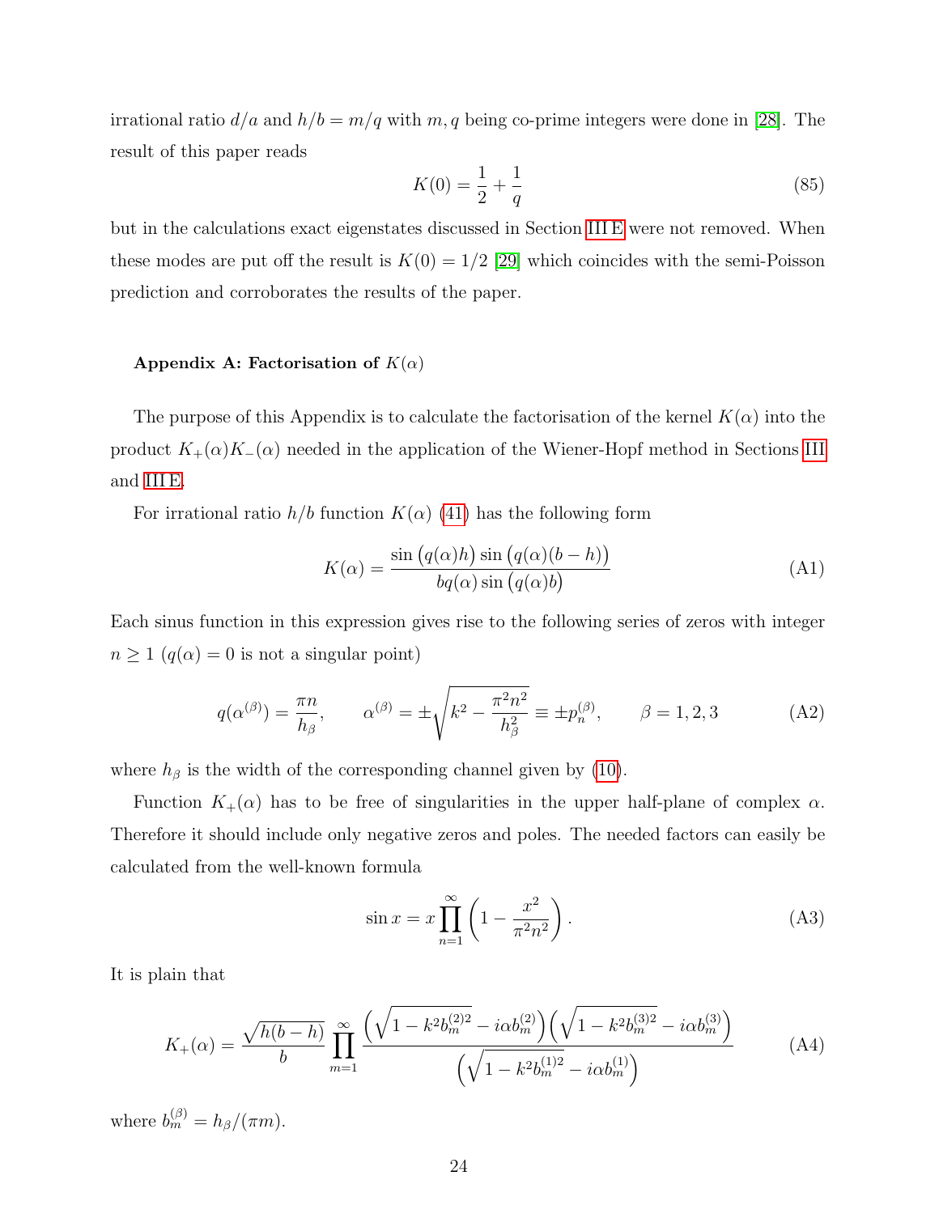irrational ratio $d/a$ and $h/b = m/q$ with $m, q$ being co-prime integers were done in [28]. The result of this paper reads

$$K(0) = \frac{1}{2} + \frac{1}{q} \tag{85}$$

but in the calculations exact eigenstates discussed in Section III E were not removed. When these modes are put off the result is $K(0) = 1/2$ [29] which coincides with the semi-Poisson prediction and corroborates the results of the paper.

### Appendix A: Factorisation of $K(\alpha)$

The purpose of this Appendix is to calculate the factorisation of the kernel $K(\alpha)$ into the product $K_+(\alpha)K_-(\alpha)$ needed in the application of the Wiener-Hopf method in Sections III and III E.

For irrational ratio $h/b$ function $K(\alpha)$ (41) has the following form

$$K(\alpha) = \frac{\sin\big(q(\alpha)h\big)\sin\big(q(\alpha)(b-h)\big)}{bq(\alpha)\sin\big(q(\alpha)b\big)} \tag{A1}$$

Each sinus function in this expression gives rise to the following series of zeros with integer $n \geq 1$ ($q(\alpha) = 0$ is not a singular point)

$$q(\alpha^{(\beta)}) = \frac{\pi n}{h_\beta}, \qquad \alpha^{(\beta)} = \pm\sqrt{k^2 - \frac{\pi^2 n^2}{h_\beta^2}} \equiv \pm p_n^{(\beta)}, \qquad \beta = 1, 2, 3 \tag{A2}$$

where $h_\beta$ is the width of the corresponding channel given by (10).

Function $K_+(\alpha)$ has to be free of singularities in the upper half-plane of complex $\alpha$. Therefore it should include only negative zeros and poles. The needed factors can easily be calculated from the well-known formula

$$\sin x = x\prod_{n=1}^{\infty}\left(1 - \frac{x^2}{\pi^2 n^2}\right). \tag{A3}$$

It is plain that

$$K_+(\alpha) = \frac{\sqrt{h(b-h)}}{b}\prod_{m=1}^{\infty}\frac{\left(\sqrt{1-k^2 b_m^{(2)2}} - i\alpha b_m^{(2)}\right)\left(\sqrt{1-k^2 b_m^{(3)2}} - i\alpha b_m^{(3)}\right)}{\left(\sqrt{1-k^2 b_m^{(1)2}} - i\alpha b_m^{(1)}\right)} \tag{A4}$$

where $b_m^{(\beta)} = h_\beta/(\pi m)$.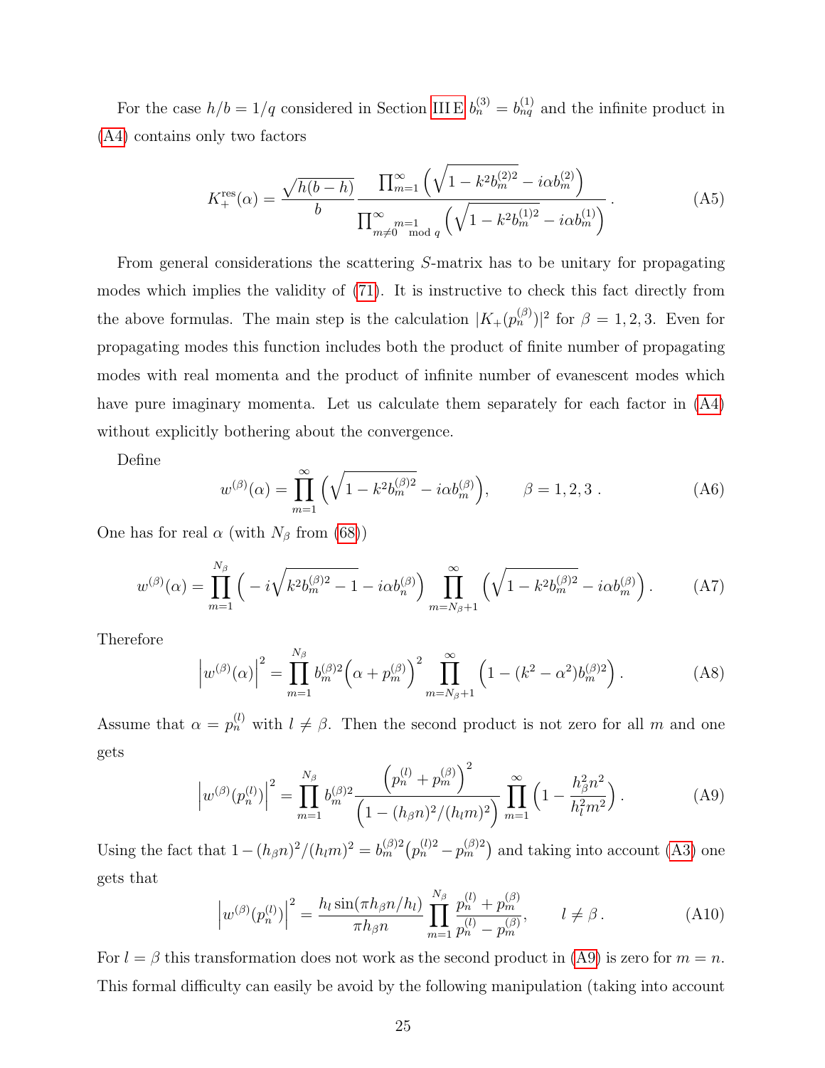For the case $h/b = 1/q$ considered in Section III E $b_n^{(3)} = b_{nq}^{(1)}$ and the infinite product in (A4) contains only two factors

$$K_+^{\rm res}(\alpha) = \frac{\sqrt{h(b-h)}}{b} \frac{\prod_{m=1}^{\infty}\Big(\sqrt{1-k^2 b_m^{(2)2}} - i\alpha b_m^{(2)}\Big)}{\prod_{\substack{m=1 \\ m\neq 0 \mod q}}^{\infty}\Big(\sqrt{1-k^2 b_m^{(1)2}} - i\alpha b_m^{(1)}\Big)} \,. \tag{A5}$$

From general considerations the scattering $S$-matrix has to be unitary for propagating modes which implies the validity of (71). It is instructive to check this fact directly from the above formulas. The main step is the calculation $|K_+(p_n^{(\beta)})|^2$ for $\beta = 1, 2, 3$. Even for propagating modes this function includes both the product of finite number of propagating modes with real momenta and the product of infinite number of evanescent modes which have pure imaginary momenta. Let us calculate them separately for each factor in (A4) without explicitly bothering about the convergence.

Define

$$w^{(\beta)}(\alpha) = \prod_{m=1}^{\infty}\Big(\sqrt{1-k^2 b_m^{(\beta)2}} - i\alpha b_m^{(\beta)}\Big), \qquad \beta = 1, 2, 3 \,. \tag{A6}$$

One has for real $\alpha$ (with $N_\beta$ from (68))

$$w^{(\beta)}(\alpha) = \prod_{m=1}^{N_\beta}\Big(-i\sqrt{k^2 b_m^{(\beta)2} - 1} - i\alpha b_n^{(\beta)}\Big) \prod_{m=N_\beta+1}^{\infty}\Big(\sqrt{1-k^2 b_m^{(\beta)2}} - i\alpha b_m^{(\beta)}\Big). \tag{A7}$$

Therefore

$$\Big|w^{(\beta)}(\alpha)\Big|^2 = \prod_{m=1}^{N_\beta} b_m^{(\beta)2}\Big(\alpha + p_m^{(\beta)}\Big)^2 \prod_{m=N_\beta+1}^{\infty}\Big(1 - (k^2-\alpha^2) b_m^{(\beta)2}\Big). \tag{A8}$$

Assume that $\alpha = p_n^{(l)}$ with $l \neq \beta$. Then the second product is not zero for all $m$ and one gets

$$\Big|w^{(\beta)}(p_n^{(l)})\Big|^2 = \prod_{m=1}^{N_\beta} b_m^{(\beta)2} \frac{\Big(p_n^{(l)} + p_m^{(\beta)}\Big)^2}{\Big(1 - (h_\beta n)^2/(h_l m)^2\Big)} \prod_{m=1}^{\infty}\Big(1 - \frac{h_\beta^2 n^2}{h_l^2 m^2}\Big). \tag{A9}$$

Using the fact that $1 - (h_\beta n)^2/(h_l m)^2 = b_m^{(\beta)2}\big(p_n^{(l)2} - p_m^{(\beta)2}\big)$ and taking into account (A3) one gets that

$$\Big|w^{(\beta)}(p_n^{(l)})\Big|^2 = \frac{h_l \sin(\pi h_\beta n/h_l)}{\pi h_\beta n} \prod_{m=1}^{N_\beta} \frac{p_n^{(l)} + p_m^{(\beta)}}{p_n^{(l)} - p_m^{(\beta)}}, \qquad l \neq \beta \,. \tag{A10}$$

For $l = \beta$ this transformation does not work as the second product in (A9) is zero for $m = n$. This formal difficulty can easily be avoid by the following manipulation (taking into account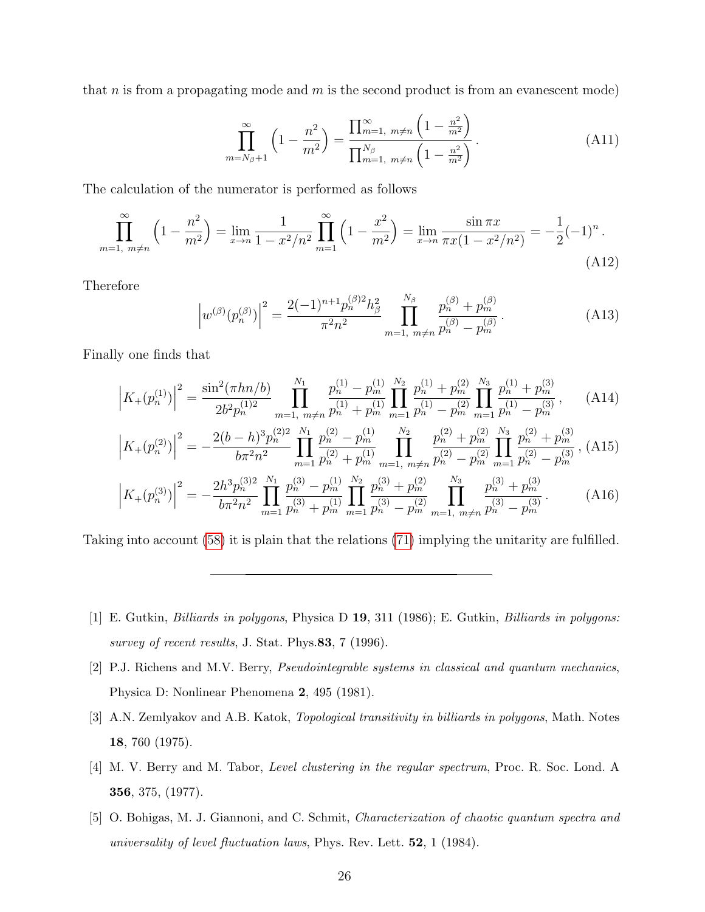that $n$ is from a propagating mode and $m$ is the second product is from an evanescent mode)

$$\prod_{m=N_\beta+1}^{\infty}\left(1-\frac{n^2}{m^2}\right)=\frac{\prod_{m=1,\ m\neq n}^{\infty}\left(1-\frac{n^2}{m^2}\right)}{\prod_{m=1,\ m\neq n}^{N_\beta}\left(1-\frac{n^2}{m^2}\right)}\,. \tag{A11}$$

The calculation of the numerator is performed as follows

$$\prod_{m=1,\ m\neq n}^{\infty}\left(1-\frac{n^2}{m^2}\right)=\lim_{x\to n}\frac{1}{1-x^2/n^2}\prod_{m=1}^{\infty}\left(1-\frac{x^2}{m^2}\right)=\lim_{x\to n}\frac{\sin\pi x}{\pi x(1-x^2/n^2)}=-\frac{1}{2}(-1)^n\,. \tag{A12}$$

Therefore

$$\left|w^{(\beta)}(p_n^{(\beta)})\right|^2=\frac{2(-1)^{n+1}p_n^{(\beta)2}h_\beta^2}{\pi^2n^2}\prod_{m=1,\ m\neq n}^{N_\beta}\frac{p_n^{(\beta)}+p_m^{(\beta)}}{p_n^{(\beta)}-p_m^{(\beta)}}\,. \tag{A13}$$

Finally one finds that

$$\left|K_+(p_n^{(1)})\right|^2=\frac{\sin^2(\pi hn/b)}{2b^2p_n^{(1)2}}\prod_{m=1,\ m\neq n}^{N_1}\frac{p_n^{(1)}-p_m^{(1)}}{p_n^{(1)}+p_m^{(1)}}\prod_{m=1}^{N_2}\frac{p_n^{(1)}+p_m^{(2)}}{p_n^{(1)}-p_m^{(2)}}\prod_{m=1}^{N_3}\frac{p_n^{(1)}+p_m^{(3)}}{p_n^{(1)}-p_m^{(3)}}\,, \tag{A14}$$

$$\left|K_+(p_n^{(2)})\right|^2=-\frac{2(b-h)^3p_n^{(2)2}}{b\pi^2n^2}\prod_{m=1}^{N_1}\frac{p_n^{(2)}-p_m^{(1)}}{p_n^{(2)}+p_m^{(1)}}\prod_{m=1,\ m\neq n}^{N_2}\frac{p_n^{(2)}+p_m^{(2)}}{p_n^{(2)}-p_m^{(2)}}\prod_{m=1}^{N_3}\frac{p_n^{(2)}+p_m^{(3)}}{p_n^{(2)}-p_m^{(3)}}\,, \tag{A15}$$

$$\left|K_+(p_n^{(3)})\right|^2=-\frac{2h^3p_n^{(3)2}}{b\pi^2n^2}\prod_{m=1}^{N_1}\frac{p_n^{(3)}-p_m^{(1)}}{p_n^{(3)}+p_m^{(1)}}\prod_{m=1}^{N_2}\frac{p_n^{(3)}+p_m^{(2)}}{p_n^{(3)}-p_m^{(2)}}\prod_{m=1,\ m\neq n}^{N_3}\frac{p_n^{(3)}+p_m^{(3)}}{p_n^{(3)}-p_m^{(3)}}\,. \tag{A16}$$

Taking into account (58) it is plain that the relations (71) implying the unitarity are fulfilled.

---

[1] E. Gutkin, *Billiards in polygons*, Physica D **19**, 311 (1986); E. Gutkin, *Billiards in polygons: survey of recent results*, J. Stat. Phys.**83**, 7 (1996).

[2] P.J. Richens and M.V. Berry, *Pseudointegrable systems in classical and quantum mechanics*, Physica D: Nonlinear Phenomena **2**, 495 (1981).

[3] A.N. Zemlyakov and A.B. Katok, *Topological transitivity in billiards in polygons*, Math. Notes **18**, 760 (1975).

[4] M. V. Berry and M. Tabor, *Level clustering in the regular spectrum*, Proc. R. Soc. Lond. A **356**, 375, (1977).

[5] O. Bohigas, M. J. Giannoni, and C. Schmit, *Characterization of chaotic quantum spectra and universality of level fluctuation laws*, Phys. Rev. Lett. **52**, 1 (1984).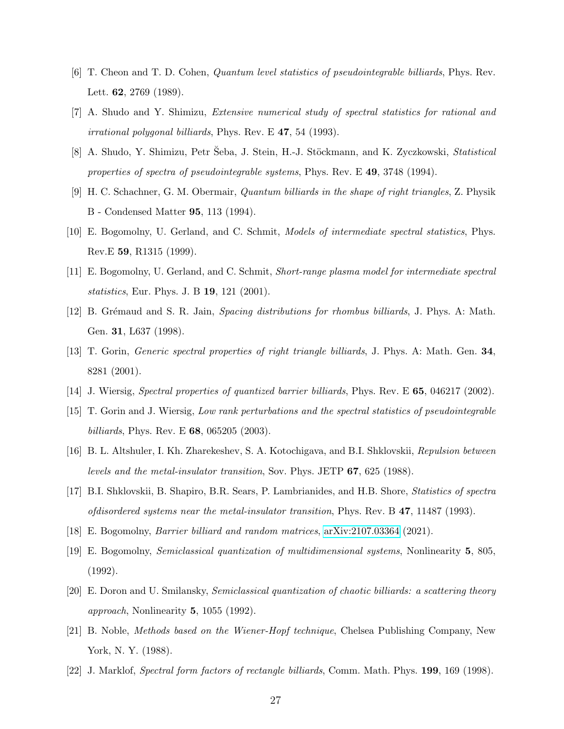[6] T. Cheon and T. D. Cohen, *Quantum level statistics of pseudointegrable billiards*, Phys. Rev. Lett. **62**, 2769 (1989).

[7] A. Shudo and Y. Shimizu, *Extensive numerical study of spectral statistics for rational and irrational polygonal billiards*, Phys. Rev. E **47**, 54 (1993).

[8] A. Shudo, Y. Shimizu, Petr Šeba, J. Stein, H.-J. Stöckmann, and K. Zyczkowski, *Statistical properties of spectra of pseudointegrable systems*, Phys. Rev. E **49**, 3748 (1994).

[9] H. C. Schachner, G. M. Obermair, *Quantum billiards in the shape of right triangles*, Z. Physik B - Condensed Matter **95**, 113 (1994).

[10] E. Bogomolny, U. Gerland, and C. Schmit, *Models of intermediate spectral statistics*, Phys. Rev.E **59**, R1315 (1999).

[11] E. Bogomolny, U. Gerland, and C. Schmit, *Short-range plasma model for intermediate spectral statistics*, Eur. Phys. J. B **19**, 121 (2001).

[12] B. Grémaud and S. R. Jain, *Spacing distributions for rhombus billiards*, J. Phys. A: Math. Gen. **31**, L637 (1998).

[13] T. Gorin, *Generic spectral properties of right triangle billiards*, J. Phys. A: Math. Gen. **34**, 8281 (2001).

[14] J. Wiersig, *Spectral properties of quantized barrier billiards*, Phys. Rev. E **65**, 046217 (2002).

[15] T. Gorin and J. Wiersig, *Low rank perturbations and the spectral statistics of pseudointegrable billiards*, Phys. Rev. E **68**, 065205 (2003).

[16] B. L. Altshuler, I. Kh. Zharekeshev, S. A. Kotochigava, and B.I. Shklovskii, *Repulsion between levels and the metal-insulator transition*, Sov. Phys. JETP **67**, 625 (1988).

[17] B.I. Shklovskii, B. Shapiro, B.R. Sears, P. Lambrianides, and H.B. Shore, *Statistics of spectra ofdisordered systems near the metal-insulator transition*, Phys. Rev. B **47**, 11487 (1993).

[18] E. Bogomolny, *Barrier billiard and random matrices*, arXiv:2107.03364 (2021).

[19] E. Bogomolny, *Semiclassical quantization of multidimensional systems*, Nonlinearity **5**, 805, (1992).

[20] E. Doron and U. Smilansky, *Semiclassical quantization of chaotic billiards: a scattering theory approach*, Nonlinearity **5**, 1055 (1992).

[21] B. Noble, *Methods based on the Wiener-Hopf technique*, Chelsea Publishing Company, New York, N. Y. (1988).

[22] J. Marklof, *Spectral form factors of rectangle billiards*, Comm. Math. Phys. **199**, 169 (1998).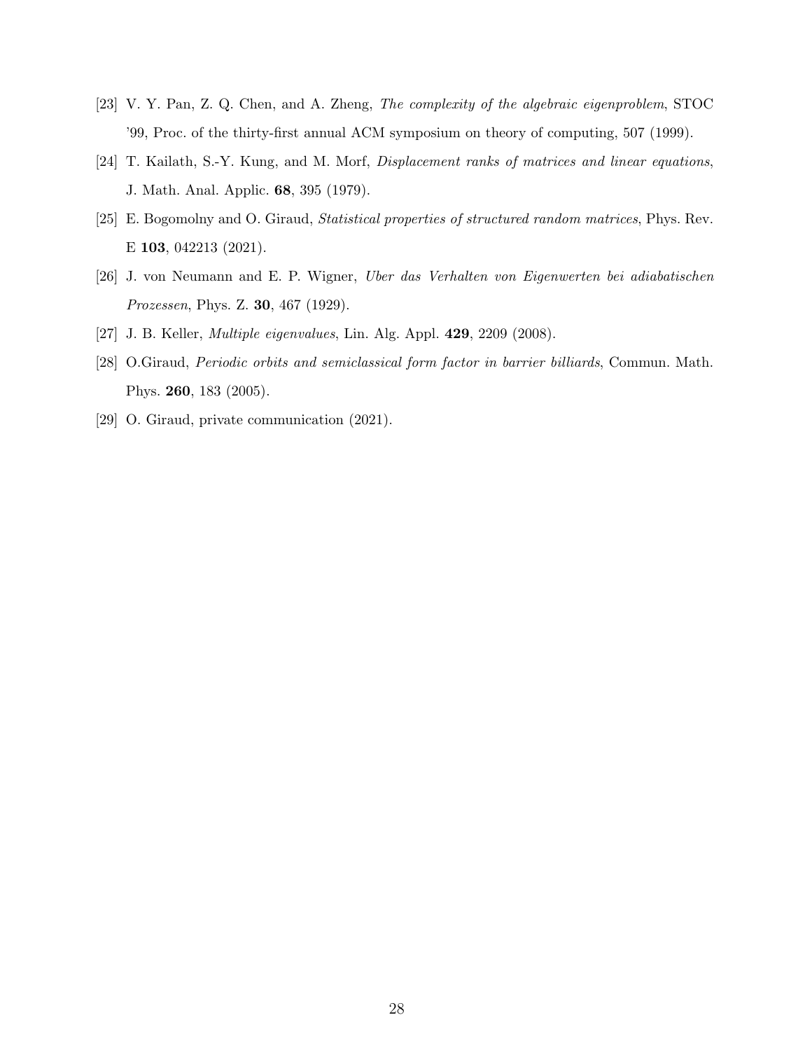[23] V. Y. Pan, Z. Q. Chen, and A. Zheng, *The complexity of the algebraic eigenproblem*, STOC '99, Proc. of the thirty-first annual ACM symposium on theory of computing, 507 (1999).

[24] T. Kailath, S.-Y. Kung, and M. Morf, *Displacement ranks of matrices and linear equations*, J. Math. Anal. Applic. **68**, 395 (1979).

[25] E. Bogomolny and O. Giraud, *Statistical properties of structured random matrices*, Phys. Rev. E **103**, 042213 (2021).

[26] J. von Neumann and E. P. Wigner, *Uber das Verhalten von Eigenwerten bei adiabatischen Prozessen*, Phys. Z. **30**, 467 (1929).

[27] J. B. Keller, *Multiple eigenvalues*, Lin. Alg. Appl. **429**, 2209 (2008).

[28] O.Giraud, *Periodic orbits and semiclassical form factor in barrier billiards*, Commun. Math. Phys. **260**, 183 (2005).

[29] O. Giraud, private communication (2021).